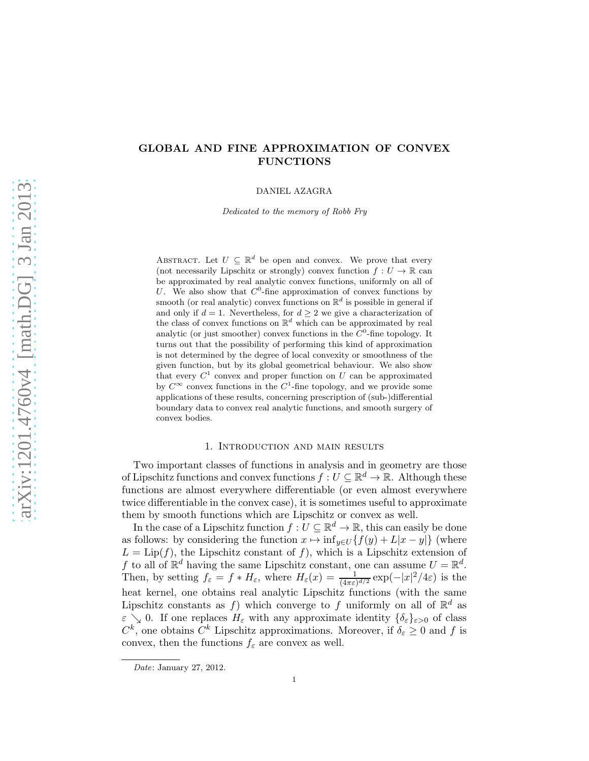# GLOBAL AND FINE APPROXIMATION OF CONVEX FUNCTIONS

DANIEL AZAGRA

*Dedicated to the memory of Robb Fry*

Abstract. Let $U \subseteq \mathbb{R}^d$ be open and convex. We prove that every (not necessarily Lipschitz or strongly) convex function $f : U \to \mathbb{R}$ can be approximated by real analytic convex functions, uniformly on all of $U$. We also show that $C^0$-fine approximation of convex functions by smooth (or real analytic) convex functions on $\mathbb{R}^d$ is possible in general if and only if $d = 1$. Nevertheless, for $d \geq 2$ we give a characterization of the class of convex functions on $\mathbb{R}^d$ which can be approximated by real analytic (or just smoother) convex functions in the $C^0$-fine topology. It turns out that the possibility of performing this kind of approximation is not determined by the degree of local convexity or smoothness of the given function, but by its global geometrical behaviour. We also show that every $C^1$ convex and proper function on $U$ can be approximated by $C^\infty$ convex functions in the $C^1$-fine topology, and we provide some applications of these results, concerning prescription of (sub-)differential boundary data to convex real analytic functions, and smooth surgery of convex bodies.

## 1. Introduction and main results

Two important classes of functions in analysis and in geometry are those of Lipschitz functions and convex functions $f : U \subseteq \mathbb{R}^d \to \mathbb{R}$. Although these functions are almost everywhere differentiable (or even almost everywhere twice differentiable in the convex case), it is sometimes useful to approximate them by smooth functions which are Lipschitz or convex as well.

In the case of a Lipschitz function $f : U \subseteq \mathbb{R}^d \to \mathbb{R}$, this can easily be done as follows: by considering the function $x \mapsto \inf_{y \in U}\{f(y) + L|x - y|\}$ (where $L = \mathrm{Lip}(f)$, the Lipschitz constant of $f$), which is a Lipschitz extension of $f$ to all of $\mathbb{R}^d$ having the same Lipschitz constant, one can assume $U = \mathbb{R}^d$. Then, by setting $f_\varepsilon = f * H_\varepsilon$, where $H_\varepsilon(x) = \frac{1}{(4\pi\varepsilon)^{d/2}} \exp(-|x|^2/4\varepsilon)$ is the heat kernel, one obtains real analytic Lipschitz functions (with the same Lipschitz constants as $f$) which converge to $f$ uniformly on all of $\mathbb{R}^d$ as $\varepsilon \searrow 0$. If one replaces $H_\varepsilon$ with any approximate identity $\{\delta_\varepsilon\}_{\varepsilon>0}$ of class $C^k$, one obtains $C^k$ Lipschitz approximations. Moreover, if $\delta_\varepsilon \geq 0$ and $f$ is convex, then the functions $f_\varepsilon$ are convex as well.

*Date*: January 27, 2012.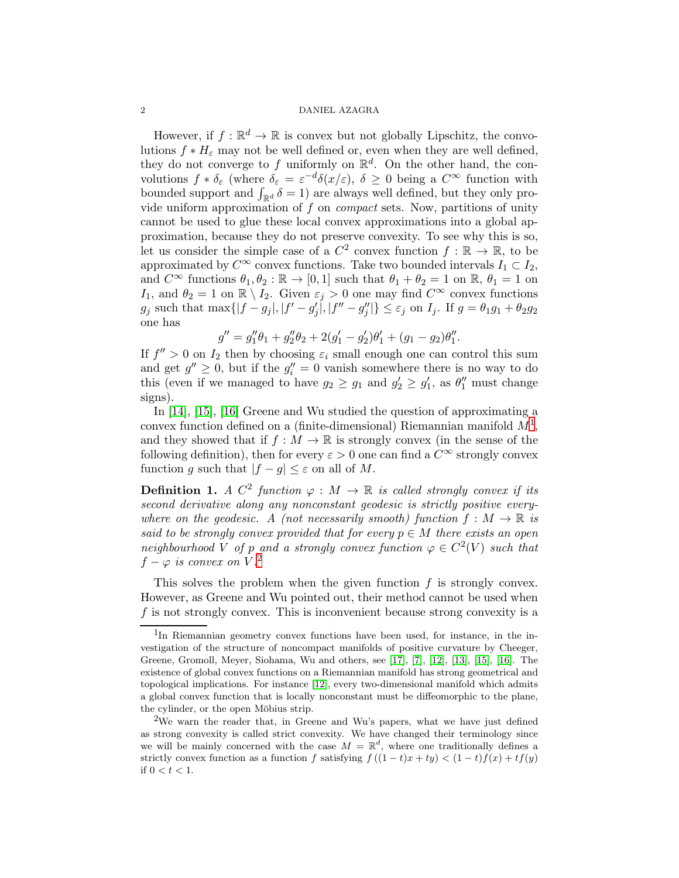However, if $f : \mathbb{R}^d \to \mathbb{R}$ is convex but not globally Lipschitz, the convolutions $f * H_\varepsilon$ may not be well defined or, even when they are well defined, they do not converge to $f$ uniformly on $\mathbb{R}^d$. On the other hand, the convolutions $f * \delta_\varepsilon$ (where $\delta_\varepsilon = \varepsilon^{-d}\delta(x/\varepsilon)$, $\delta \geq 0$ being a $C^\infty$ function with bounded support and $\int_{\mathbb{R}^d} \delta = 1$) are always well defined, but they only provide uniform approximation of $f$ on *compact* sets. Now, partitions of unity cannot be used to glue these local convex approximations into a global approximation, because they do not preserve convexity. To see why this is so, let us consider the simple case of a $C^2$ convex function $f : \mathbb{R} \to \mathbb{R}$, to be approximated by $C^\infty$ convex functions. Take two bounded intervals $I_1 \subset I_2$, and $C^\infty$ functions $\theta_1, \theta_2 : \mathbb{R} \to [0,1]$ such that $\theta_1 + \theta_2 = 1$ on $\mathbb{R}$, $\theta_1 = 1$ on $I_1$, and $\theta_2 = 1$ on $\mathbb{R} \setminus I_2$. Given $\varepsilon_j > 0$ one may find $C^\infty$ convex functions $g_j$ such that $\max\{|f - g_j|, |f' - g_j'|, |f'' - g_j''|\} \leq \varepsilon_j$ on $I_j$. If $g = \theta_1 g_1 + \theta_2 g_2$ one has

$$g'' = g_1''\theta_1 + g_2''\theta_2 + 2(g_1' - g_2')\theta_1' + (g_1 - g_2)\theta_1''.$$

If $f'' > 0$ on $I_2$ then by choosing $\varepsilon_i$ small enough one can control this sum and get $g'' \geq 0$, but if the $g_i'' = 0$ vanish somewhere there is no way to do this (even if we managed to have $g_2 \geq g_1$ and $g_2' \geq g_1'$, as $\theta_1''$ must change signs).

In [14], [15], [16] Greene and Wu studied the question of approximating a convex function defined on a (finite-dimensional) Riemannian manifold $M$[1], and they showed that if $f : M \to \mathbb{R}$ is strongly convex (in the sense of the following definition), then for every $\varepsilon > 0$ one can find a $C^\infty$ strongly convex function $g$ such that $|f - g| \leq \varepsilon$ on all of $M$.

**Definition 1.** *A $C^2$ function $\varphi : M \to \mathbb{R}$ is called strongly convex if its second derivative along any nonconstant geodesic is strictly positive everywhere on the geodesic. A (not necessarily smooth) function $f : M \to \mathbb{R}$ is said to be strongly convex provided that for every $p \in M$ there exists an open neighbourhood $V$ of $p$ and a strongly convex function $\varphi \in C^2(V)$ such that $f - \varphi$ is convex on $V$.*[2]

This solves the problem when the given function $f$ is strongly convex. However, as Greene and Wu pointed out, their method cannot be used when $f$ is not strongly convex. This is inconvenient because strong convexity is a

---

[1] In Riemannian geometry convex functions have been used, for instance, in the investigation of the structure of noncompact manifolds of positive curvature by Cheeger, Greene, Gromoll, Meyer, Siohama, Wu and others, see [17], [7], [12], [13], [15], [16]. The existence of global convex functions on a Riemannian manifold has strong geometrical and topological implications. For instance [12], every two-dimensional manifold which admits a global convex function that is locally nonconstant must be diffeomorphic to the plane, the cylinder, or the open Möbius strip.

[2] We warn the reader that, in Greene and Wu's papers, what we have just defined as strong convexity is called strict convexity. We have changed their terminology since we will be mainly concerned with the case $M = \mathbb{R}^d$, where one traditionally defines a strictly convex function as a function $f$ satisfying $f((1-t)x + ty) < (1-t)f(x) + tf(y)$ if $0 < t < 1$.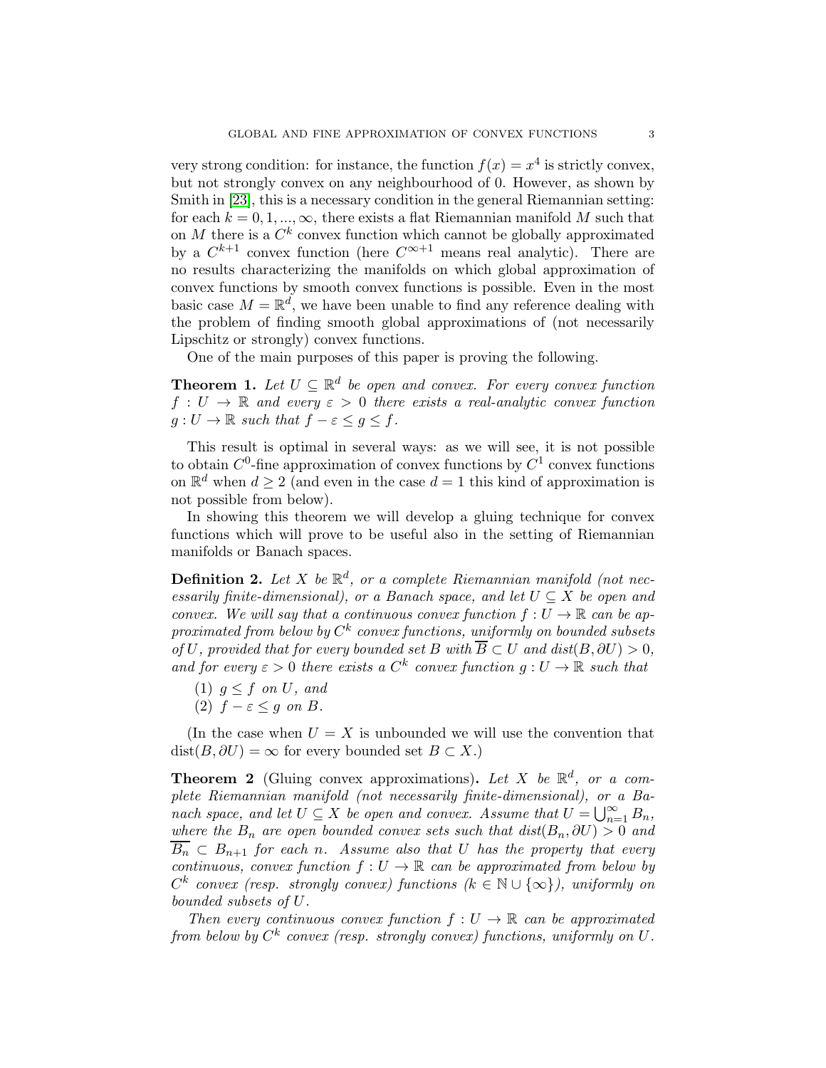very strong condition: for instance, the function $f(x) = x^4$ is strictly convex, but not strongly convex on any neighbourhood of 0. However, as shown by Smith in [23], this is a necessary condition in the general Riemannian setting: for each $k = 0, 1, ..., \infty$, there exists a flat Riemannian manifold $M$ such that on $M$ there is a $C^k$ convex function which cannot be globally approximated by a $C^{k+1}$ convex function (here $C^{\infty+1}$ means real analytic). There are no results characterizing the manifolds on which global approximation of convex functions by smooth convex functions is possible. Even in the most basic case $M = \mathbb{R}^d$, we have been unable to find any reference dealing with the problem of finding smooth global approximations of (not necessarily Lipschitz or strongly) convex functions.

One of the main purposes of this paper is proving the following.

**Theorem 1.** *Let $U \subseteq \mathbb{R}^d$ be open and convex. For every convex function $f : U \to \mathbb{R}$ and every $\varepsilon > 0$ there exists a real-analytic convex function $g : U \to \mathbb{R}$ such that $f - \varepsilon \leq g \leq f$.*

This result is optimal in several ways: as we will see, it is not possible to obtain $C^0$-fine approximation of convex functions by $C^1$ convex functions on $\mathbb{R}^d$ when $d \geq 2$ (and even in the case $d = 1$ this kind of approximation is not possible from below).

In showing this theorem we will develop a gluing technique for convex functions which will prove to be useful also in the setting of Riemannian manifolds or Banach spaces.

**Definition 2.** *Let $X$ be $\mathbb{R}^d$, or a complete Riemannian manifold (not necessarily finite-dimensional), or a Banach space, and let $U \subseteq X$ be open and convex. We will say that a continuous convex function $f : U \to \mathbb{R}$ can be approximated from below by $C^k$ convex functions, uniformly on bounded subsets of $U$, provided that for every bounded set $B$ with $\overline{B} \subset U$ and $dist(B, \partial U) > 0$, and for every $\varepsilon > 0$ there exists a $C^k$ convex function $g : U \to \mathbb{R}$ such that*

1. *$g \leq f$ on $U$, and*
2. *$f - \varepsilon \leq g$ on $B$.*

(In the case when $U = X$ is unbounded we will use the convention that $\text{dist}(B, \partial U) = \infty$ for every bounded set $B \subset X$.)

**Theorem 2** (Gluing convex approximations)**.** *Let $X$ be $\mathbb{R}^d$, or a complete Riemannian manifold (not necessarily finite-dimensional), or a Banach space, and let $U \subseteq X$ be open and convex. Assume that $U = \bigcup_{n=1}^{\infty} B_n$, where the $B_n$ are open bounded convex sets such that $dist(B_n, \partial U) > 0$ and $\overline{B_n} \subset B_{n+1}$ for each $n$. Assume also that $U$ has the property that every continuous, convex function $f : U \to \mathbb{R}$ can be approximated from below by $C^k$ convex (resp. strongly convex) functions ($k \in \mathbb{N} \cup \{\infty\}$), uniformly on bounded subsets of $U$.*

*Then every continuous convex function $f : U \to \mathbb{R}$ can be approximated from below by $C^k$ convex (resp. strongly convex) functions, uniformly on $U$.*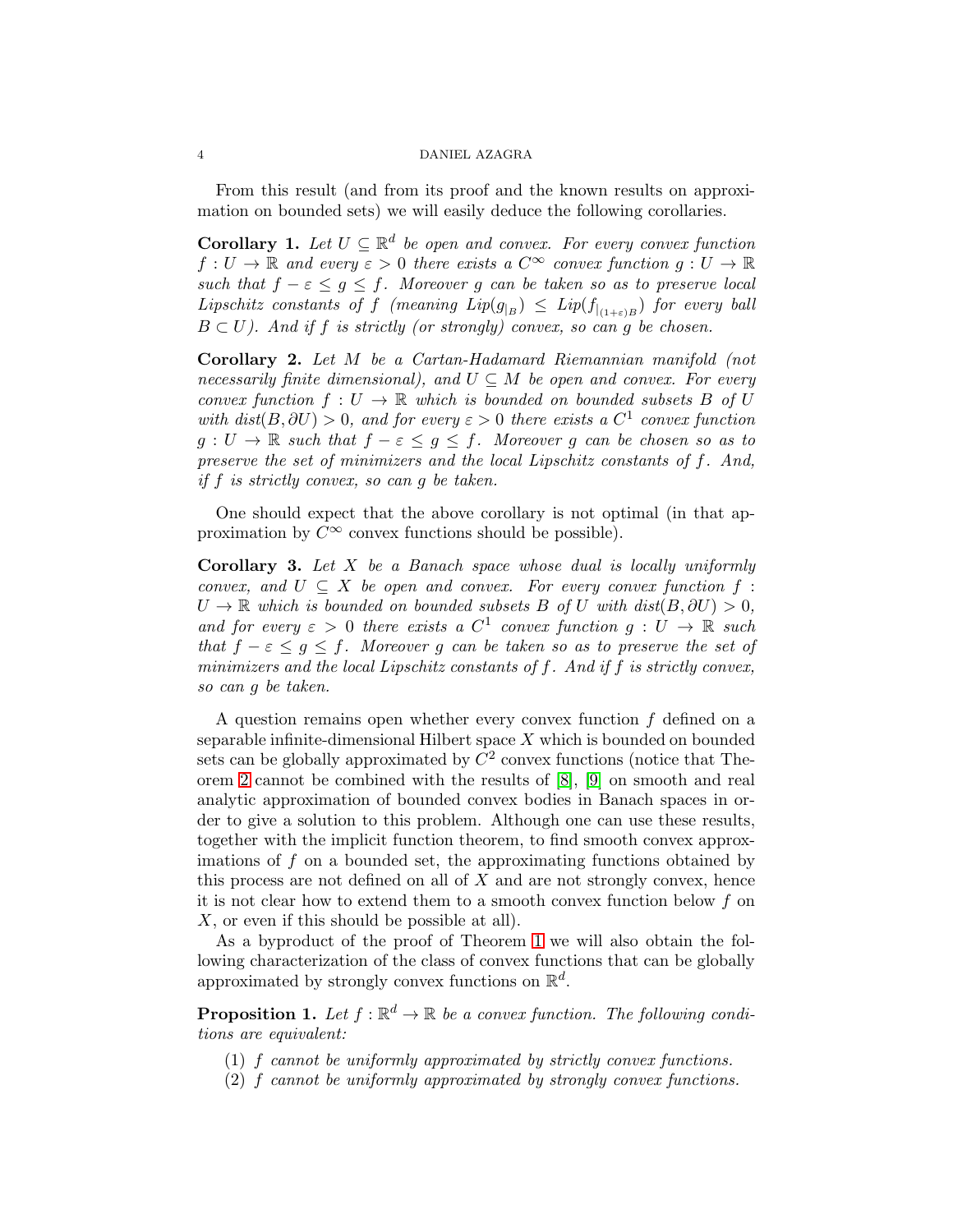From this result (and from its proof and the known results on approximation on bounded sets) we will easily deduce the following corollaries.

**Corollary 1.** *Let $U \subseteq \mathbb{R}^d$ be open and convex. For every convex function $f : U \to \mathbb{R}$ and every $\varepsilon > 0$ there exists a $C^\infty$ convex function $g : U \to \mathbb{R}$ such that $f - \varepsilon \leq g \leq f$. Moreover $g$ can be taken so as to preserve local Lipschitz constants of $f$ (meaning $Lip(g_{|_B}) \leq Lip(f_{|_{(1+\varepsilon)B}})$ for every ball $B \subset U$). And if $f$ is strictly (or strongly) convex, so can $g$ be chosen.*

**Corollary 2.** *Let $M$ be a Cartan-Hadamard Riemannian manifold (not necessarily finite dimensional), and $U \subseteq M$ be open and convex. For every convex function $f : U \to \mathbb{R}$ which is bounded on bounded subsets $B$ of $U$ with $dist(B, \partial U) > 0$, and for every $\varepsilon > 0$ there exists a $C^1$ convex function $g : U \to \mathbb{R}$ such that $f - \varepsilon \leq g \leq f$. Moreover $g$ can be chosen so as to preserve the set of minimizers and the local Lipschitz constants of $f$. And, if $f$ is strictly convex, so can $g$ be taken.*

One should expect that the above corollary is not optimal (in that approximation by $C^\infty$ convex functions should be possible).

**Corollary 3.** *Let $X$ be a Banach space whose dual is locally uniformly convex, and $U \subseteq X$ be open and convex. For every convex function $f : U \to \mathbb{R}$ which is bounded on bounded subsets $B$ of $U$ with $dist(B, \partial U) > 0$, and for every $\varepsilon > 0$ there exists a $C^1$ convex function $g : U \to \mathbb{R}$ such that $f - \varepsilon \leq g \leq f$. Moreover $g$ can be taken so as to preserve the set of minimizers and the local Lipschitz constants of $f$. And if $f$ is strictly convex, so can $g$ be taken.*

A question remains open whether every convex function $f$ defined on a separable infinite-dimensional Hilbert space $X$ which is bounded on bounded sets can be globally approximated by $C^2$ convex functions (notice that Theorem 2 cannot be combined with the results of [8], [9] on smooth and real analytic approximation of bounded convex bodies in Banach spaces in order to give a solution to this problem. Although one can use these results, together with the implicit function theorem, to find smooth convex approximations of $f$ on a bounded set, the approximating functions obtained by this process are not defined on all of $X$ and are not strongly convex, hence it is not clear how to extend them to a smooth convex function below $f$ on $X$, or even if this should be possible at all).

As a byproduct of the proof of Theorem 1 we will also obtain the following characterization of the class of convex functions that can be globally approximated by strongly convex functions on $\mathbb{R}^d$.

**Proposition 1.** *Let $f : \mathbb{R}^d \to \mathbb{R}$ be a convex function. The following conditions are equivalent:*

1. *$f$ cannot be uniformly approximated by strictly convex functions.*
2. *$f$ cannot be uniformly approximated by strongly convex functions.*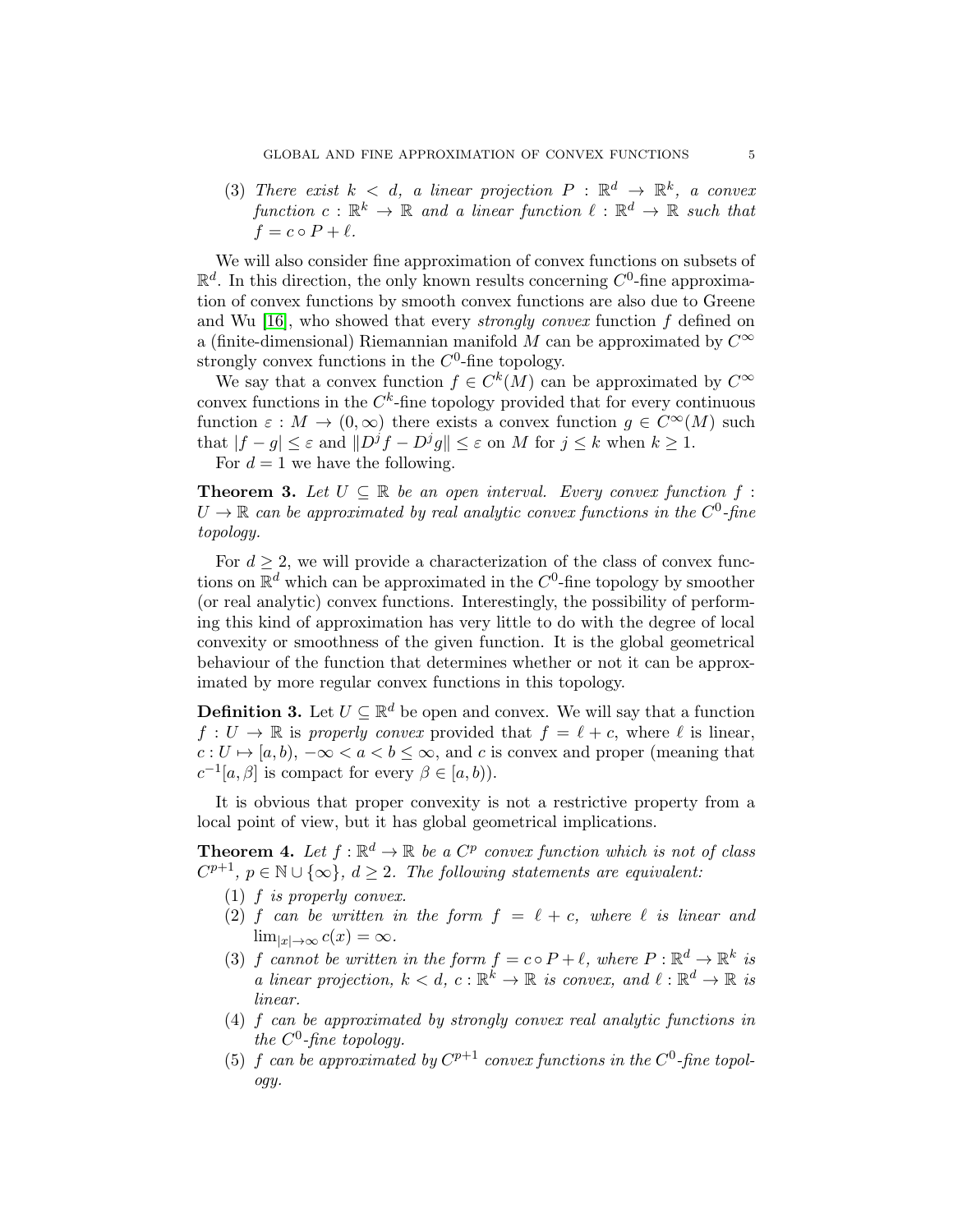(3) *There exist $k < d$, a linear projection $P : \mathbb{R}^d \to \mathbb{R}^k$, a convex function $c : \mathbb{R}^k \to \mathbb{R}$ and a linear function $\ell : \mathbb{R}^d \to \mathbb{R}$ such that $f = c \circ P + \ell$.*

We will also consider fine approximation of convex functions on subsets of $\mathbb{R}^d$. In this direction, the only known results concerning $C^0$-fine approximation of convex functions by smooth convex functions are also due to Greene and Wu [16], who showed that every *strongly convex* function $f$ defined on a (finite-dimensional) Riemannian manifold $M$ can be approximated by $C^\infty$ strongly convex functions in the $C^0$-fine topology.

We say that a convex function $f \in C^k(M)$ can be approximated by $C^\infty$ convex functions in the $C^k$-fine topology provided that for every continuous function $\varepsilon : M \to (0, \infty)$ there exists a convex function $g \in C^\infty(M)$ such that $|f - g| \leq \varepsilon$ and $\|D^j f - D^j g\| \leq \varepsilon$ on $M$ for $j \leq k$ when $k \geq 1$.

For $d = 1$ we have the following.

**Theorem 3.** *Let $U \subseteq \mathbb{R}$ be an open interval. Every convex function $f : U \to \mathbb{R}$ can be approximated by real analytic convex functions in the $C^0$-fine topology.*

For $d \geq 2$, we will provide a characterization of the class of convex functions on $\mathbb{R}^d$ which can be approximated in the $C^0$-fine topology by smoother (or real analytic) convex functions. Interestingly, the possibility of performing this kind of approximation has very little to do with the degree of local convexity or smoothness of the given function. It is the global geometrical behaviour of the function that determines whether or not it can be approximated by more regular convex functions in this topology.

**Definition 3.** Let $U \subseteq \mathbb{R}^d$ be open and convex. We will say that a function $f : U \to \mathbb{R}$ is *properly convex* provided that $f = \ell + c$, where $\ell$ is linear, $c : U \mapsto [a, b)$, $-\infty < a < b \leq \infty$, and $c$ is convex and proper (meaning that $c^{-1}[a, \beta]$ is compact for every $\beta \in [a, b)$).

It is obvious that proper convexity is not a restrictive property from a local point of view, but it has global geometrical implications.

**Theorem 4.** *Let $f : \mathbb{R}^d \to \mathbb{R}$ be a $C^p$ convex function which is not of class $C^{p+1}$, $p \in \mathbb{N} \cup \{\infty\}$, $d \geq 2$. The following statements are equivalent:*

(1) *$f$ is properly convex.*
(2) *$f$ can be written in the form $f = \ell + c$, where $\ell$ is linear and $\lim_{|x| \to \infty} c(x) = \infty$.*
(3) *$f$ cannot be written in the form $f = c \circ P + \ell$, where $P : \mathbb{R}^d \to \mathbb{R}^k$ is a linear projection, $k < d$, $c : \mathbb{R}^k \to \mathbb{R}$ is convex, and $\ell : \mathbb{R}^d \to \mathbb{R}$ is linear.*
(4) *$f$ can be approximated by strongly convex real analytic functions in the $C^0$-fine topology.*
(5) *$f$ can be approximated by $C^{p+1}$ convex functions in the $C^0$-fine topology.*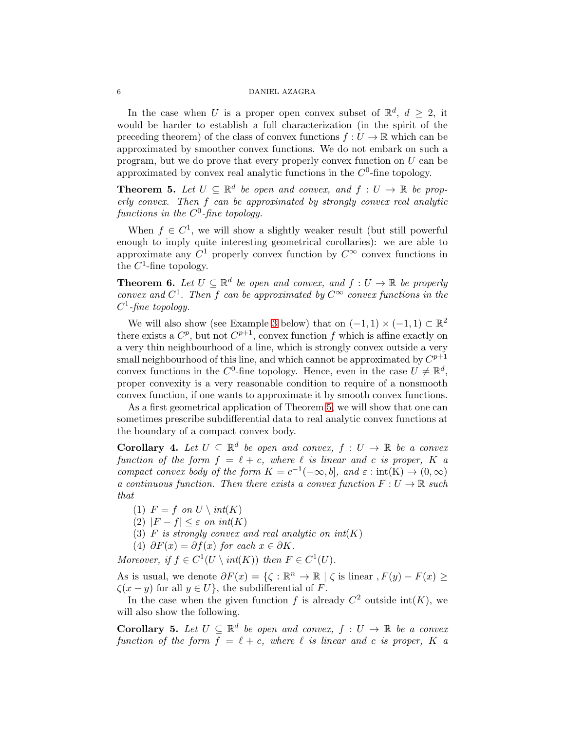In the case when $U$ is a proper open convex subset of $\mathbb{R}^d$, $d \geq 2$, it would be harder to establish a full characterization (in the spirit of the preceding theorem) of the class of convex functions $f : U \to \mathbb{R}$ which can be approximated by smoother convex functions. We do not embark on such a program, but we do prove that every properly convex function on $U$ can be approximated by convex real analytic functions in the $C^0$-fine topology.

**Theorem 5.** *Let $U \subseteq \mathbb{R}^d$ be open and convex, and $f : U \to \mathbb{R}$ be properly convex. Then $f$ can be approximated by strongly convex real analytic functions in the $C^0$-fine topology.*

When $f \in C^1$, we will show a slightly weaker result (but still powerful enough to imply quite interesting geometrical corollaries): we are able to approximate any $C^1$ properly convex function by $C^\infty$ convex functions in the $C^1$-fine topology.

**Theorem 6.** *Let $U \subseteq \mathbb{R}^d$ be open and convex, and $f : U \to \mathbb{R}$ be properly convex and $C^1$. Then $f$ can be approximated by $C^\infty$ convex functions in the $C^1$-fine topology.*

We will also show (see Example 3 below) that on $(-1, 1) \times (-1, 1) \subset \mathbb{R}^2$ there exists a $C^p$, but not $C^{p+1}$, convex function $f$ which is affine exactly on a very thin neighbourhood of a line, which is strongly convex outside a very small neighbourhood of this line, and which cannot be approximated by $C^{p+1}$ convex functions in the $C^0$-fine topology. Hence, even in the case $U \neq \mathbb{R}^d$, proper convexity is a very reasonable condition to require of a nonsmooth convex function, if one wants to approximate it by smooth convex functions.

As a first geometrical application of Theorem 5, we will show that one can sometimes prescribe subdifferential data to real analytic convex functions at the boundary of a compact convex body.

**Corollary 4.** *Let $U \subseteq \mathbb{R}^d$ be open and convex, $f : U \to \mathbb{R}$ be a convex function of the form $f = \ell + c$, where $\ell$ is linear and $c$ is proper, $K$ a compact convex body of the form $K = c^{-1}(-\infty, b]$, and $\varepsilon : \mathrm{int(K)} \to (0, \infty)$ a continuous function. Then there exists a convex function $F : U \to \mathbb{R}$ such that*

1. *$F = f$ on $U \setminus int(K)$*
2. *$|F - f| \leq \varepsilon$ on $int(K)$*
3. *$F$ is strongly convex and real analytic on $int(K)$*
4. *$\partial F(x) = \partial f(x)$ for each $x \in \partial K$.*

*Moreover, if $f \in C^1(U \setminus int(K))$ then $F \in C^1(U)$.*

As is usual, we denote $\partial F(x) = \{\zeta : \mathbb{R}^n \to \mathbb{R} \mid \zeta \text{ is linear }, F(y) - F(x) \geq \zeta(x - y) \text{ for all } y \in U\}$, the subdifferential of $F$.

In the case when the given function $f$ is already $C^2$ outside $\mathrm{int}(K)$, we will also show the following.

**Corollary 5.** *Let $U \subseteq \mathbb{R}^d$ be open and convex, $f : U \to \mathbb{R}$ be a convex function of the form $f = \ell + c$, where $\ell$ is linear and $c$ is proper, $K$ a*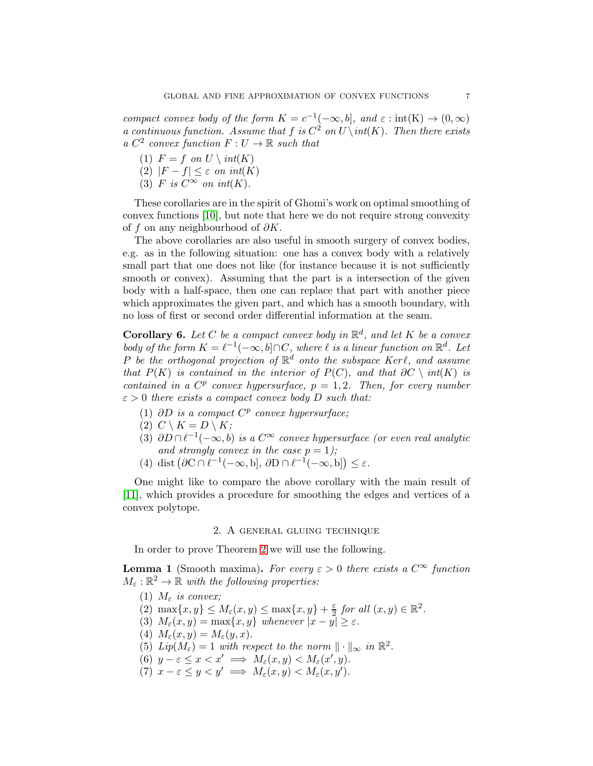*compact convex body of the form $K = c^{-1}(-\infty, b]$, and $\varepsilon : \mathrm{int}(K) \to (0, \infty)$ a continuous function. Assume that $f$ is $C^2$ on $U \setminus int(K)$. Then there exists a $C^2$ convex function $F : U \to \mathbb{R}$ such that*

1. *$F = f$ on $U \setminus int(K)$*
2. *$|F - f| \leq \varepsilon$ on $int(K)$*
3. *$F$ is $C^\infty$ on $int(K)$.*

These corollaries are in the spirit of Ghomi's work on optimal smoothing of convex functions [10], but note that here we do not require strong convexity of $f$ on any neighbourhood of $\partial K$.

The above corollaries are also useful in smooth surgery of convex bodies, e.g. as in the following situation: one has a convex body with a relatively small part that one does not like (for instance because it is not sufficiently smooth or convex). Assuming that the part is a intersection of the given body with a half-space, then one can replace that part with another piece which approximates the given part, and which has a smooth boundary, with no loss of first or second order differential information at the seam.

**Corollary 6.** *Let $C$ be a compact convex body in $\mathbb{R}^d$, and let $K$ be a convex body of the form $K = \ell^{-1}(-\infty, b] \cap C$, where $\ell$ is a linear function on $\mathbb{R}^d$. Let $P$ be the orthogonal projection of $\mathbb{R}^d$ onto the subspace $Ker \ell$, and assume that $P(K)$ is contained in the interior of $P(C)$, and that $\partial C \setminus int(K)$ is contained in a $C^p$ convex hypersurface, $p = 1, 2$. Then, for every number $\varepsilon > 0$ there exists a compact convex body $D$ such that:*

1. *$\partial D$ is a compact $C^p$ convex hypersurface;*
2. *$C \setminus K = D \setminus K$;*
3. *$\partial D \cap \ell^{-1}(-\infty, b)$ is a $C^\infty$ convex hypersurface (or even real analytic and strongly convex in the case $p = 1$);*
4. *$\mathrm{dist}\left(\partial C \cap \ell^{-1}(-\infty, b], \, \partial D \cap \ell^{-1}(-\infty, b]\right) \leq \varepsilon$.*

One might like to compare the above corollary with the main result of [11], which provides a procedure for smoothing the edges and vertices of a convex polytope.

## 2. A general gluing technique

In order to prove Theorem 2 we will use the following.

**Lemma 1** (Smooth maxima)**.** *For every $\varepsilon > 0$ there exists a $C^\infty$ function $M_\varepsilon : \mathbb{R}^2 \to \mathbb{R}$ with the following properties:*

1. *$M_\varepsilon$ is convex;*
2. *$\max\{x, y\} \leq M_\varepsilon(x, y) \leq \max\{x, y\} + \frac{\varepsilon}{2}$ for all $(x, y) \in \mathbb{R}^2$.*
3. *$M_\varepsilon(x, y) = \max\{x, y\}$ whenever $|x - y| \geq \varepsilon$.*
4. *$M_\varepsilon(x, y) = M_\varepsilon(y, x)$.*
5. *$Lip(M_\varepsilon) = 1$ with respect to the norm $\| \cdot \|_\infty$ in $\mathbb{R}^2$.*
6. *$y - \varepsilon \leq x < x' \implies M_\varepsilon(x, y) < M_\varepsilon(x', y)$.*
7. *$x - \varepsilon \leq y < y' \implies M_\varepsilon(x, y) < M_\varepsilon(x, y')$.*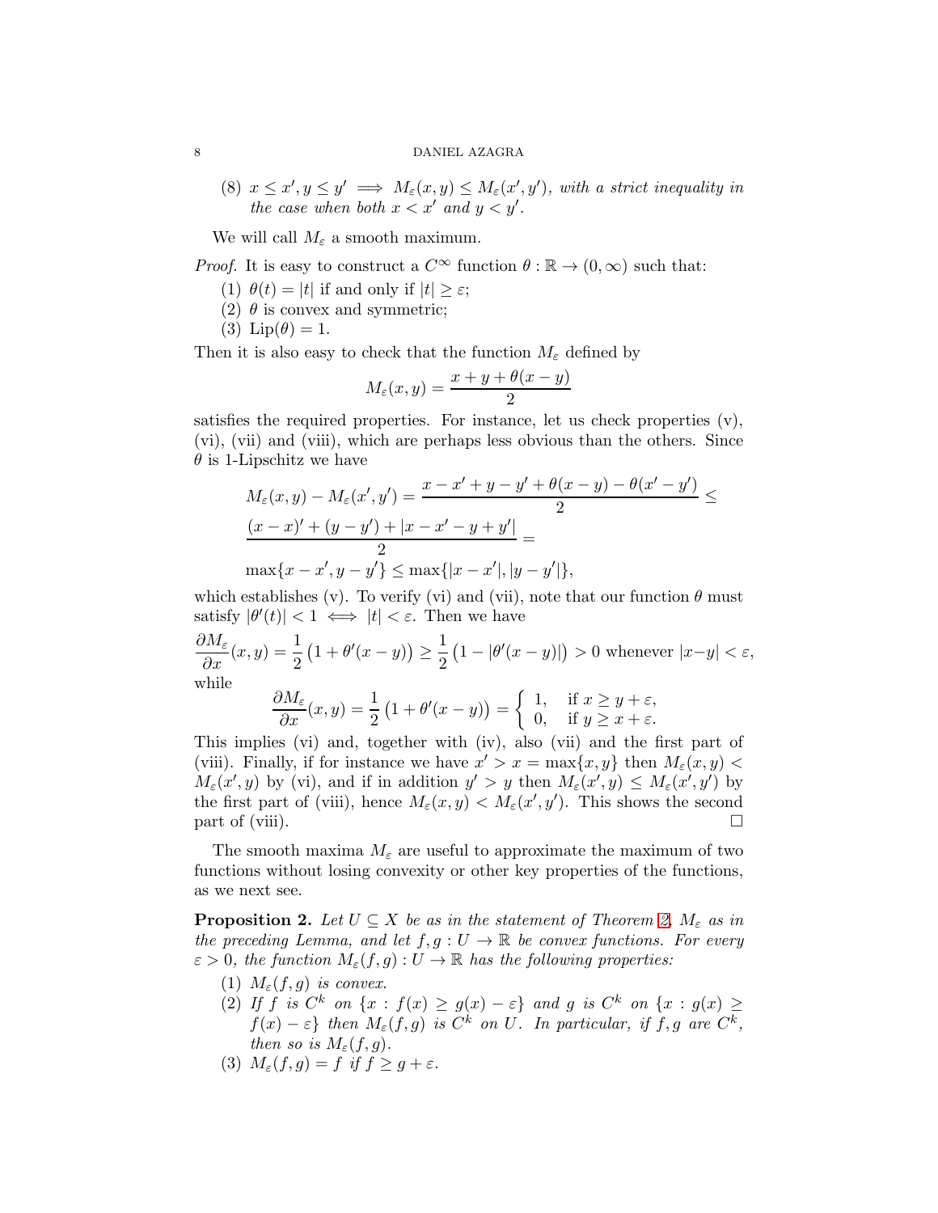(8) $x \le x', y \le y' \implies M_\varepsilon(x,y) \le M_\varepsilon(x',y')$, *with a strict inequality in the case when both $x < x'$ and $y < y'$.*

We will call $M_\varepsilon$ a smooth maximum.

*Proof.* It is easy to construct a $C^\infty$ function $\theta : \mathbb{R} \to (0,\infty)$ such that:

(1) $\theta(t) = |t|$ if and only if $|t| \ge \varepsilon$;
(2) $\theta$ is convex and symmetric;
(3) $\mathrm{Lip}(\theta) = 1$.

Then it is also easy to check that the function $M_\varepsilon$ defined by

$$M_\varepsilon(x,y) = \frac{x+y+\theta(x-y)}{2}$$

satisfies the required properties. For instance, let us check properties (v), (vi), (vii) and (viii), which are perhaps less obvious than the others. Since $\theta$ is 1-Lipschitz we have

$$M_\varepsilon(x,y) - M_\varepsilon(x',y') = \frac{x-x'+y-y'+\theta(x-y)-\theta(x'-y')}{2} \le$$
$$\frac{(x-x)'+(y-y')+|x-x'-y+y'|}{2} =$$
$$\max\{x-x', y-y'\} \le \max\{|x-x'|, |y-y'|\},$$

which establishes (v). To verify (vi) and (vii), note that our function $\theta$ must satisfy $|\theta'(t)| < 1 \iff |t| < \varepsilon$. Then we have

$$\frac{\partial M_\varepsilon}{\partial x}(x,y) = \frac{1}{2}\left(1+\theta'(x-y)\right) \ge \frac{1}{2}\left(1-|\theta'(x-y)|\right) > 0 \text{ whenever } |x-y| < \varepsilon,$$

while

$$\frac{\partial M_\varepsilon}{\partial x}(x,y) = \frac{1}{2}\left(1+\theta'(x-y)\right) = \begin{cases} 1, & \text{if } x \ge y+\varepsilon, \\ 0, & \text{if } y \ge x+\varepsilon. \end{cases}$$

This implies (vi) and, together with (iv), also (vii) and the first part of (viii). Finally, if for instance we have $x' > x = \max\{x,y\}$ then $M_\varepsilon(x,y) < M_\varepsilon(x',y)$ by (vi), and if in addition $y' > y$ then $M_\varepsilon(x',y) \le M_\varepsilon(x',y')$ by the first part of (viii), hence $M_\varepsilon(x,y) < M_\varepsilon(x',y')$. This shows the second part of (viii). $\square$

The smooth maxima $M_\varepsilon$ are useful to approximate the maximum of two functions without losing convexity or other key properties of the functions, as we next see.

**Proposition 2.** *Let $U \subseteq X$ be as in the statement of Theorem 2, $M_\varepsilon$ as in the preceding Lemma, and let $f, g : U \to \mathbb{R}$ be convex functions. For every $\varepsilon > 0$, the function $M_\varepsilon(f,g) : U \to \mathbb{R}$ has the following properties:*

(1) *$M_\varepsilon(f,g)$ is convex.*
(2) *If $f$ is $C^k$ on $\{x : f(x) \ge g(x) - \varepsilon\}$ and $g$ is $C^k$ on $\{x : g(x) \ge f(x) - \varepsilon\}$ then $M_\varepsilon(f,g)$ is $C^k$ on $U$. In particular, if $f, g$ are $C^k$, then so is $M_\varepsilon(f,g)$.*
(3) *$M_\varepsilon(f,g) = f$ if $f \ge g + \varepsilon$.*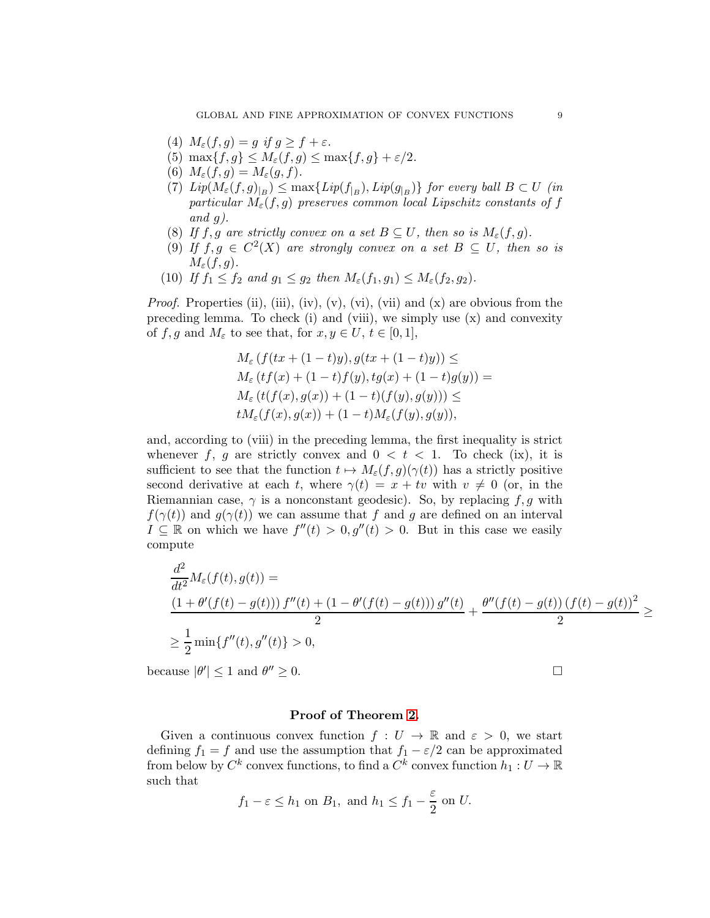(4) $M_\varepsilon(f,g) = g$ *if* $g \geq f + \varepsilon$.

(5) $\max\{f,g\} \leq M_\varepsilon(f,g) \leq \max\{f,g\} + \varepsilon/2$.

(6) $M_\varepsilon(f,g) = M_\varepsilon(g,f)$.

(7) $Lip(M_\varepsilon(f,g)_{|_B}) \leq \max\{Lip(f_{|_B}), Lip(g_{|_B})\}$ *for every ball* $B \subset U$ *(in particular* $M_\varepsilon(f,g)$ *preserves common local Lipschitz constants of* $f$ *and* $g$*).*

(8) *If* $f, g$ *are strictly convex on a set* $B \subseteq U$*, then so is* $M_\varepsilon(f,g)$.

(9) *If* $f, g \in C^2(X)$ *are strongly convex on a set* $B \subseteq U$*, then so is* $M_\varepsilon(f,g)$.

(10) *If* $f_1 \leq f_2$ *and* $g_1 \leq g_2$ *then* $M_\varepsilon(f_1, g_1) \leq M_\varepsilon(f_2, g_2)$.

*Proof.* Properties (ii), (iii), (iv), (v), (vi), (vii) and (x) are obvious from the preceding lemma. To check (i) and (viii), we simply use (x) and convexity of $f, g$ and $M_\varepsilon$ to see that, for $x, y \in U$, $t \in [0,1]$,

$$
\begin{aligned}
&M_\varepsilon\left(f(tx+(1-t)y), g(tx+(1-t)y)\right) \leq \\
&M_\varepsilon\left(tf(x)+(1-t)f(y), tg(x)+(1-t)g(y)\right) = \\
&M_\varepsilon\left(t(f(x),g(x))+(1-t)(f(y),g(y))\right) \leq \\
&tM_\varepsilon(f(x),g(x))+(1-t)M_\varepsilon(f(y),g(y)),
\end{aligned}
$$

and, according to (viii) in the preceding lemma, the first inequality is strict whenever $f$, $g$ are strictly convex and $0 < t < 1$. To check (ix), it is sufficient to see that the function $t \mapsto M_\varepsilon(f,g)(\gamma(t))$ has a strictly positive second derivative at each $t$, where $\gamma(t) = x + tv$ with $v \neq 0$ (or, in the Riemannian case, $\gamma$ is a nonconstant geodesic). So, by replacing $f, g$ with $f(\gamma(t))$ and $g(\gamma(t))$ we can assume that $f$ and $g$ are defined on an interval $I \subseteq \mathbb{R}$ on which we have $f''(t) > 0, g''(t) > 0$. But in this case we easily compute

$$
\begin{aligned}
&\frac{d^2}{dt^2} M_\varepsilon(f(t), g(t)) = \\
&\frac{\left(1+\theta'(f(t)-g(t))\right) f''(t) + \left(1-\theta'(f(t)-g(t))\right) g''(t)}{2} + \frac{\theta''(f(t)-g(t))\left(f(t)-g(t)\right)^2}{2} \geq \\
&\geq \frac{1}{2}\min\{f''(t), g''(t)\} > 0,
\end{aligned}
$$

because $|\theta'| \leq 1$ and $\theta'' \geq 0$. $\square$

**Proof of Theorem 2.**

Given a continuous convex function $f : U \to \mathbb{R}$ and $\varepsilon > 0$, we start defining $f_1 = f$ and use the assumption that $f_1 - \varepsilon/2$ can be approximated from below by $C^k$ convex functions, to find a $C^k$ convex function $h_1 : U \to \mathbb{R}$ such that

$$
f_1 - \varepsilon \leq h_1 \text{ on } B_1, \text{ and } h_1 \leq f_1 - \frac{\varepsilon}{2} \text{ on } U.
$$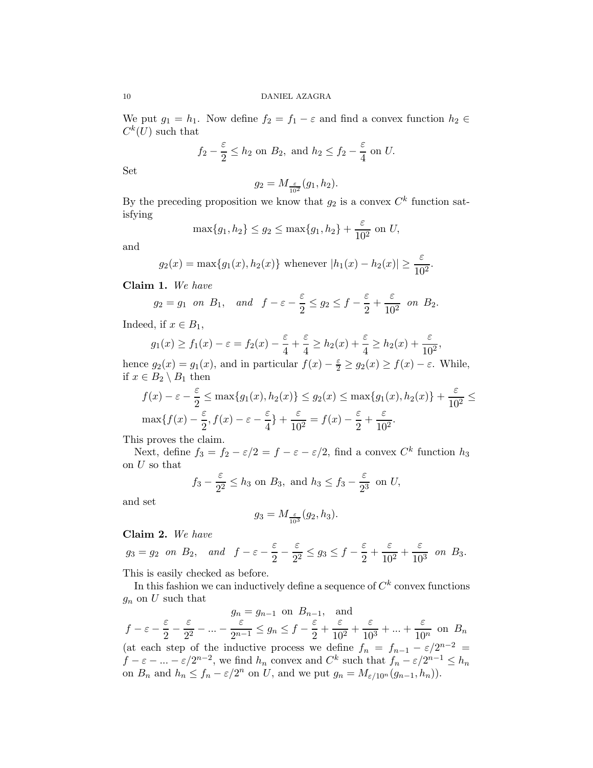We put $g_1 = h_1$. Now define $f_2 = f_1 - \varepsilon$ and find a convex function $h_2 \in C^k(U)$ such that

$$f_2 - \frac{\varepsilon}{2} \leq h_2 \text{ on } B_2, \text{ and } h_2 \leq f_2 - \frac{\varepsilon}{4} \text{ on } U.$$

Set

$$g_2 = M_{\frac{\varepsilon}{10^2}}(g_1, h_2).$$

By the preceding proposition we know that $g_2$ is a convex $C^k$ function satisfying

$$\max\{g_1, h_2\} \leq g_2 \leq \max\{g_1, h_2\} + \frac{\varepsilon}{10^2} \text{ on } U,$$

and

$$g_2(x) = \max\{g_1(x), h_2(x)\} \text{ whenever } |h_1(x) - h_2(x)| \geq \frac{\varepsilon}{10^2}.$$

**Claim 1.** *We have*

$$g_2 = g_1 \text{ on } B_1, \quad \text{and} \quad f - \varepsilon - \frac{\varepsilon}{2} \leq g_2 \leq f - \frac{\varepsilon}{2} + \frac{\varepsilon}{10^2} \text{ on } B_2.$$

Indeed, if $x \in B_1$,

$$g_1(x) \geq f_1(x) - \varepsilon = f_2(x) - \frac{\varepsilon}{4} + \frac{\varepsilon}{4} \geq h_2(x) + \frac{\varepsilon}{4} \geq h_2(x) + \frac{\varepsilon}{10^2},$$

hence $g_2(x) = g_1(x)$, and in particular $f(x) - \frac{\varepsilon}{2} \geq g_2(x) \geq f(x) - \varepsilon$. While, if $x \in B_2 \setminus B_1$ then

$$f(x) - \varepsilon - \frac{\varepsilon}{2} \leq \max\{g_1(x), h_2(x)\} \leq g_2(x) \leq \max\{g_1(x), h_2(x)\} + \frac{\varepsilon}{10^2} \leq$$
$$\max\{f(x) - \frac{\varepsilon}{2}, f(x) - \varepsilon - \frac{\varepsilon}{4}\} + \frac{\varepsilon}{10^2} = f(x) - \frac{\varepsilon}{2} + \frac{\varepsilon}{10^2}.$$

This proves the claim.

Next, define $f_3 = f_2 - \varepsilon/2 = f - \varepsilon - \varepsilon/2$, find a convex $C^k$ function $h_3$ on $U$ so that

$$f_3 - \frac{\varepsilon}{2^2} \leq h_3 \text{ on } B_3, \text{ and } h_3 \leq f_3 - \frac{\varepsilon}{2^3} \text{ on } U,$$

and set

$$g_3 = M_{\frac{\varepsilon}{10^3}}(g_2, h_3).$$

**Claim 2.** *We have*

$$g_3 = g_2 \text{ on } B_2, \quad \text{and} \quad f - \varepsilon - \frac{\varepsilon}{2} - \frac{\varepsilon}{2^2} \leq g_3 \leq f - \frac{\varepsilon}{2} + \frac{\varepsilon}{10^2} + \frac{\varepsilon}{10^3} \text{ on } B_3.$$

This is easily checked as before.

In this fashion we can inductively define a sequence of $C^k$ convex functions $g_n$ on $U$ such that

$$g_n = g_{n-1} \text{ on } B_{n-1}, \quad \text{and}$$
$$f - \varepsilon - \frac{\varepsilon}{2} - \frac{\varepsilon}{2^2} - ... - \frac{\varepsilon}{2^{n-1}} \leq g_n \leq f - \frac{\varepsilon}{2} + \frac{\varepsilon}{10^2} + \frac{\varepsilon}{10^3} + ... + \frac{\varepsilon}{10^n} \text{ on } B_n$$

(at each step of the inductive process we define $f_n = f_{n-1} - \varepsilon/2^{n-2} = f - \varepsilon - ... - \varepsilon/2^{n-2}$, we find $h_n$ convex and $C^k$ such that $f_n - \varepsilon/2^{n-1} \leq h_n$ on $B_n$ and $h_n \leq f_n - \varepsilon/2^n$ on $U$, and we put $g_n = M_{\varepsilon/10^n}(g_{n-1}, h_n)$).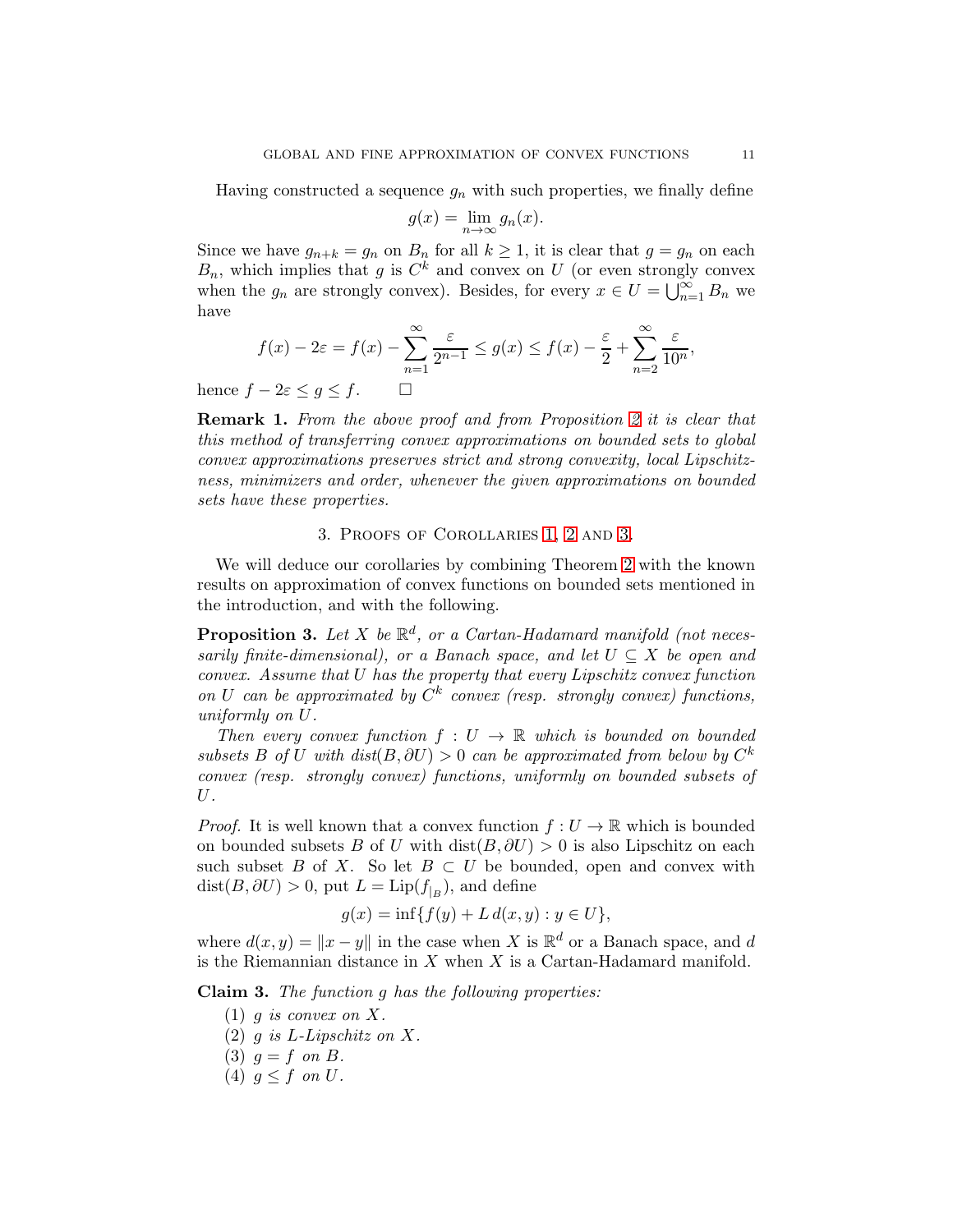Having constructed a sequence $g_n$ with such properties, we finally define

$$g(x) = \lim_{n\to\infty} g_n(x).$$

Since we have $g_{n+k} = g_n$ on $B_n$ for all $k \geq 1$, it is clear that $g = g_n$ on each $B_n$, which implies that $g$ is $C^k$ and convex on $U$ (or even strongly convex when the $g_n$ are strongly convex). Besides, for every $x \in U = \bigcup_{n=1}^{\infty} B_n$ we have

$$f(x) - 2\varepsilon = f(x) - \sum_{n=1}^{\infty} \frac{\varepsilon}{2^{n-1}} \leq g(x) \leq f(x) - \frac{\varepsilon}{2} + \sum_{n=2}^{\infty} \frac{\varepsilon}{10^n},$$

hence $f - 2\varepsilon \leq g \leq f$. □

**Remark 1.** *From the above proof and from Proposition 2 it is clear that this method of transferring convex approximations on bounded sets to global convex approximations preserves strict and strong convexity, local Lipschitzness, minimizers and order, whenever the given approximations on bounded sets have these properties.*

## 3. Proofs of Corollaries 1, 2 and 3.

We will deduce our corollaries by combining Theorem 2 with the known results on approximation of convex functions on bounded sets mentioned in the introduction, and with the following.

**Proposition 3.** *Let $X$ be $\mathbb{R}^d$, or a Cartan-Hadamard manifold (not necessarily finite-dimensional), or a Banach space, and let $U \subseteq X$ be open and convex. Assume that $U$ has the property that every Lipschitz convex function on $U$ can be approximated by $C^k$ convex (resp. strongly convex) functions, uniformly on $U$.*

*Then every convex function $f : U \to \mathbb{R}$ which is bounded on bounded subsets $B$ of $U$ with $dist(B, \partial U) > 0$ can be approximated from below by $C^k$ convex (resp. strongly convex) functions, uniformly on bounded subsets of $U$.*

*Proof.* It is well known that a convex function $f : U \to \mathbb{R}$ which is bounded on bounded subsets $B$ of $U$ with $\text{dist}(B, \partial U) > 0$ is also Lipschitz on each such subset $B$ of $X$. So let $B \subset U$ be bounded, open and convex with $\text{dist}(B, \partial U) > 0$, put $L = \text{Lip}(f_{|_B})$, and define

$$g(x) = \inf\{f(y) + L\, d(x, y) : y \in U\},$$

where $d(x, y) = \|x - y\|$ in the case when $X$ is $\mathbb{R}^d$ or a Banach space, and $d$ is the Riemannian distance in $X$ when $X$ is a Cartan-Hadamard manifold.

**Claim 3.** *The function $g$ has the following properties:*

1. *$g$ is convex on $X$.*
2. *$g$ is $L$-Lipschitz on $X$.*
3. *$g = f$ on $B$.*
4. *$g \leq f$ on $U$.*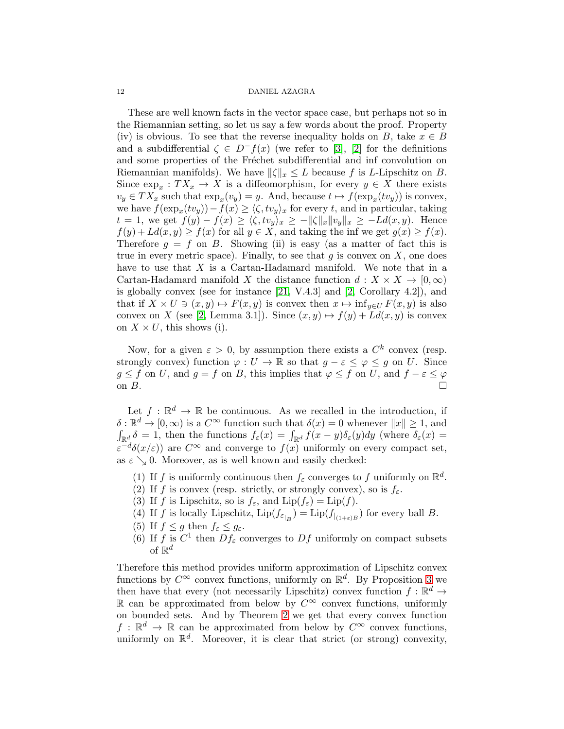These are well known facts in the vector space case, but perhaps not so in the Riemannian setting, so let us say a few words about the proof. Property (iv) is obvious. To see that the reverse inequality holds on $B$, take $x \in B$ and a subdifferential $\zeta \in D^- f(x)$ (we refer to [3], [2] for the definitions and some properties of the Fréchet subdifferential and inf convolution on Riemannian manifolds). We have $\|\zeta\|_x \leq L$ because $f$ is $L$-Lipschitz on $B$. Since $\exp_x : TX_x \to X$ is a diffeomorphism, for every $y \in X$ there exists $v_y \in TX_x$ such that $\exp_x(v_y) = y$. And, because $t \mapsto f(\exp_x(tv_y))$ is convex, we have $f(\exp_x(tv_y)) - f(x) \geq \langle \zeta, tv_y \rangle_x$ for every $t$, and in particular, taking $t = 1$, we get $f(y) - f(x) \geq \langle \zeta, tv_y \rangle_x \geq -\|\zeta\|_x \|v_y\|_x \geq -L d(x, y)$. Hence $f(y) + L d(x, y) \geq f(x)$ for all $y \in X$, and taking the inf we get $g(x) \geq f(x)$. Therefore $g = f$ on $B$. Showing (ii) is easy (as a matter of fact this is true in every metric space). Finally, to see that $g$ is convex on $X$, one does have to use that $X$ is a Cartan-Hadamard manifold. We note that in a Cartan-Hadamard manifold $X$ the distance function $d : X \times X \to [0, \infty)$ is globally convex (see for instance [21, V.4.3] and [2, Corollary 4.2]), and that if $X \times U \ni (x, y) \mapsto F(x, y)$ is convex then $x \mapsto \inf_{y \in U} F(x, y)$ is also convex on $X$ (see [2, Lemma 3.1]). Since $(x, y) \mapsto f(y) + L d(x, y)$ is convex on $X \times U$, this shows (i).

Now, for a given $\varepsilon > 0$, by assumption there exists a $C^k$ convex (resp. strongly convex) function $\varphi : U \to \mathbb{R}$ so that $g - \varepsilon \leq \varphi \leq g$ on $U$. Since $g \leq f$ on $U$, and $g = f$ on $B$, this implies that $\varphi \leq f$ on $U$, and $f - \varepsilon \leq \varphi$ on $B$. $\square$

Let $f : \mathbb{R}^d \to \mathbb{R}$ be continuous. As we recalled in the introduction, if $\delta : \mathbb{R}^d \to [0, \infty)$ is a $C^\infty$ function such that $\delta(x) = 0$ whenever $\|x\| \geq 1$, and $\int_{\mathbb{R}^d} \delta = 1$, then the functions $f_\varepsilon(x) = \int_{\mathbb{R}^d} f(x - y) \delta_\varepsilon(y) dy$ (where $\delta_\varepsilon(x) = \varepsilon^{-d} \delta(x/\varepsilon)$) are $C^\infty$ and converge to $f(x)$ uniformly on every compact set, as $\varepsilon \searrow 0$. Moreover, as is well known and easily checked:

1. If $f$ is uniformly continuous then $f_\varepsilon$ converges to $f$ uniformly on $\mathbb{R}^d$.
2. If $f$ is convex (resp. strictly, or strongly convex), so is $f_\varepsilon$.
3. If $f$ is Lipschitz, so is $f_\varepsilon$, and $\mathrm{Lip}(f_\varepsilon) = \mathrm{Lip}(f)$.
4. If $f$ is locally Lipschitz, $\mathrm{Lip}(f_{\varepsilon_{|_B}}) = \mathrm{Lip}(f_{|_{(1+\varepsilon)B}})$ for every ball $B$.
5. If $f \leq g$ then $f_\varepsilon \leq g_\varepsilon$.
6. If $f$ is $C^1$ then $Df_\varepsilon$ converges to $Df$ uniformly on compact subsets of $\mathbb{R}^d$

Therefore this method provides uniform approximation of Lipschitz convex functions by $C^\infty$ convex functions, uniformly on $\mathbb{R}^d$. By Proposition 3 we then have that every (not necessarily Lipschitz) convex function $f : \mathbb{R}^d \to \mathbb{R}$ can be approximated from below by $C^\infty$ convex functions, uniformly on bounded sets. And by Theorem 2 we get that every convex function $f : \mathbb{R}^d \to \mathbb{R}$ can be approximated from below by $C^\infty$ convex functions, uniformly on $\mathbb{R}^d$. Moreover, it is clear that strict (or strong) convexity,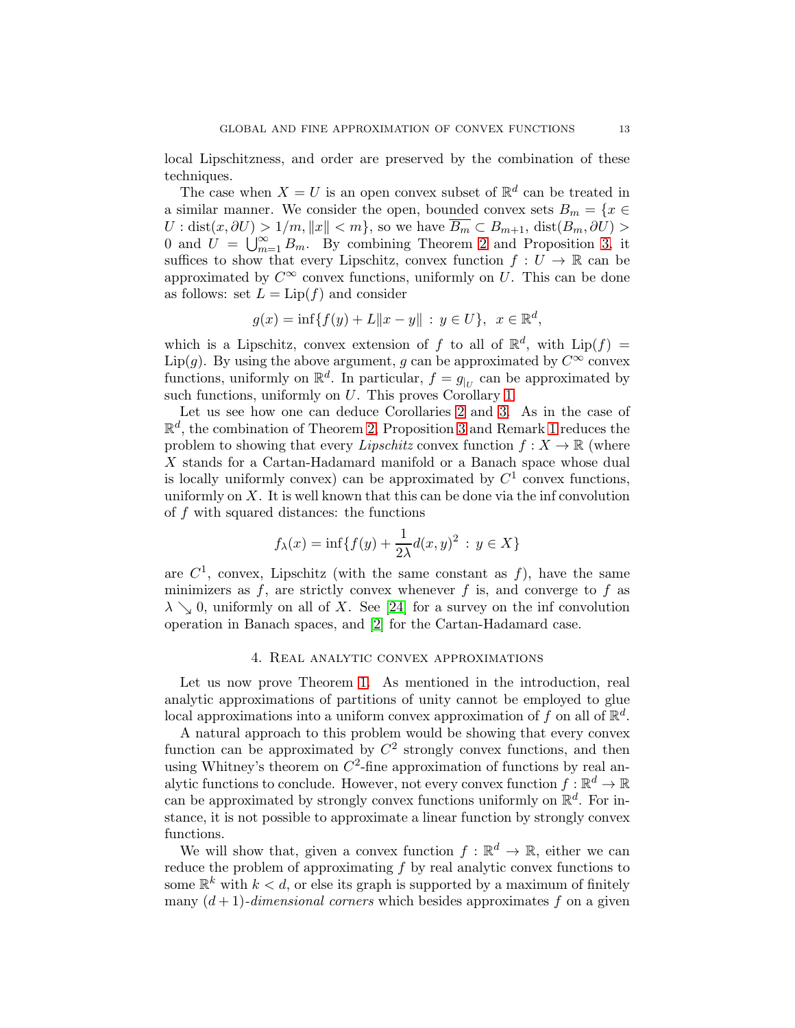local Lipschitzness, and order are preserved by the combination of these techniques.

The case when $X = U$ is an open convex subset of $\mathbb{R}^d$ can be treated in a similar manner. We consider the open, bounded convex sets $B_m = \{x \in U : \text{dist}(x, \partial U) > 1/m, \|x\| < m\}$, so we have $\overline{B_m} \subset B_{m+1}$, $\text{dist}(B_m, \partial U) > 0$ and $U = \bigcup_{m=1}^{\infty} B_m$. By combining Theorem 2 and Proposition 3, it suffices to show that every Lipschitz, convex function $f : U \to \mathbb{R}$ can be approximated by $C^\infty$ convex functions, uniformly on $U$. This can be done as follows: set $L = \text{Lip}(f)$ and consider

$$g(x) = \inf\{f(y) + L\|x - y\| \, : \, y \in U\}, \;\; x \in \mathbb{R}^d,$$

which is a Lipschitz, convex extension of $f$ to all of $\mathbb{R}^d$, with $\text{Lip}(f) = \text{Lip}(g)$. By using the above argument, $g$ can be approximated by $C^\infty$ convex functions, uniformly on $\mathbb{R}^d$. In particular, $f = g_{|_U}$ can be approximated by such functions, uniformly on $U$. This proves Corollary 1.

Let us see how one can deduce Corollaries 2 and 3. As in the case of $\mathbb{R}^d$, the combination of Theorem 2, Proposition 3 and Remark 1 reduces the problem to showing that every *Lipschitz* convex function $f : X \to \mathbb{R}$ (where $X$ stands for a Cartan-Hadamard manifold or a Banach space whose dual is locally uniformly convex) can be approximated by $C^1$ convex functions, uniformly on $X$. It is well known that this can be done via the inf convolution of $f$ with squared distances: the functions

$$f_\lambda(x) = \inf\{f(y) + \frac{1}{2\lambda} d(x, y)^2 \, : \, y \in X\}$$

are $C^1$, convex, Lipschitz (with the same constant as $f$), have the same minimizers as $f$, are strictly convex whenever $f$ is, and converge to $f$ as $\lambda \searrow 0$, uniformly on all of $X$. See [24] for a survey on the inf convolution operation in Banach spaces, and [2] for the Cartan-Hadamard case.

## 4. Real analytic convex approximations

Let us now prove Theorem 1. As mentioned in the introduction, real analytic approximations of partitions of unity cannot be employed to glue local approximations into a uniform convex approximation of $f$ on all of $\mathbb{R}^d$.

A natural approach to this problem would be showing that every convex function can be approximated by $C^2$ strongly convex functions, and then using Whitney's theorem on $C^2$-fine approximation of functions by real analytic functions to conclude. However, not every convex function $f : \mathbb{R}^d \to \mathbb{R}$ can be approximated by strongly convex functions uniformly on $\mathbb{R}^d$. For instance, it is not possible to approximate a linear function by strongly convex functions.

We will show that, given a convex function $f : \mathbb{R}^d \to \mathbb{R}$, either we can reduce the problem of approximating $f$ by real analytic convex functions to some $\mathbb{R}^k$ with $k < d$, or else its graph is supported by a maximum of finitely many $(d+1)$-*dimensional corners* which besides approximates $f$ on a given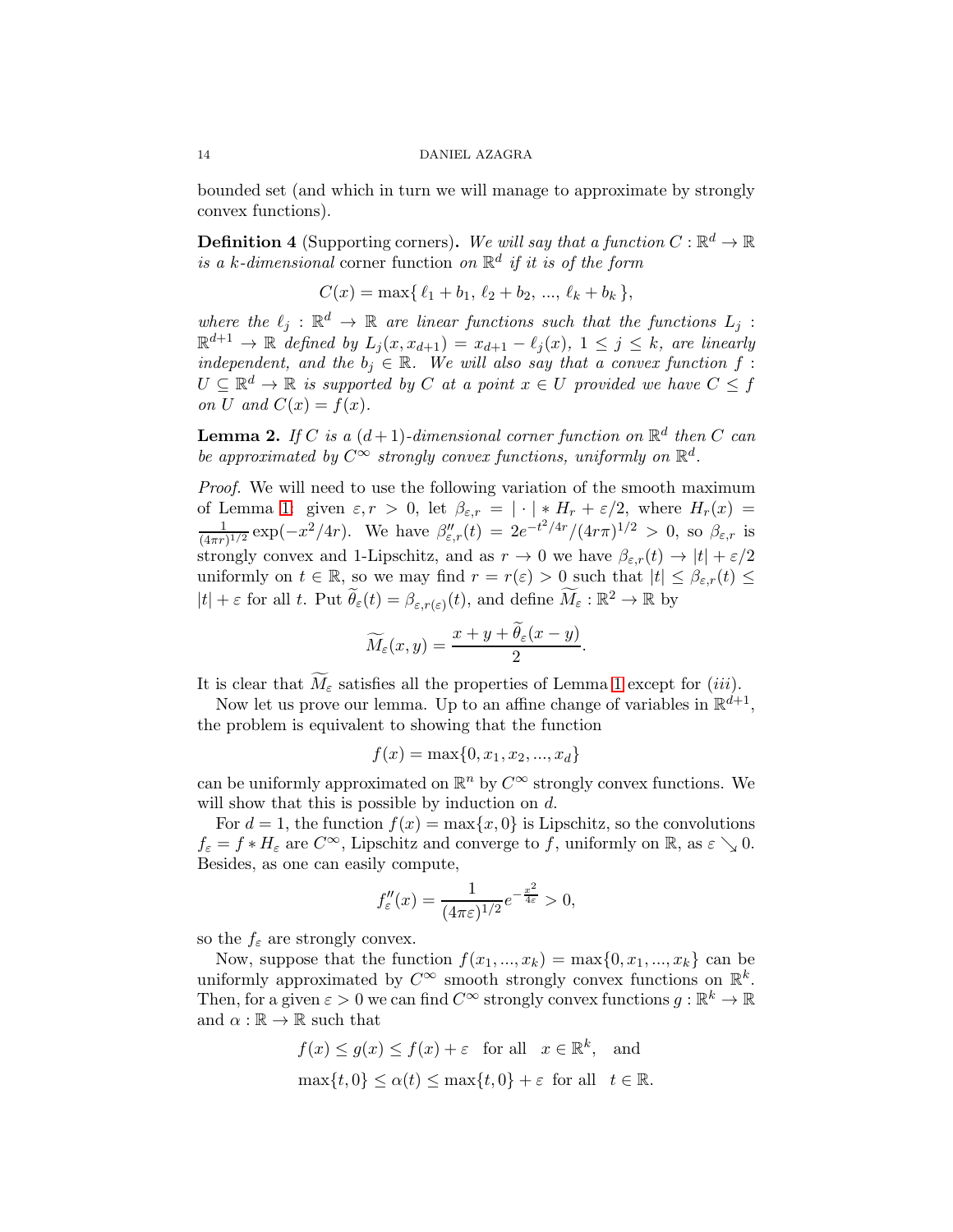bounded set (and which in turn we will manage to approximate by strongly convex functions).

**Definition 4** (Supporting corners)**.** *We will say that a function $C : \mathbb{R}^d \to \mathbb{R}$ is a $k$-dimensional* corner function *on $\mathbb{R}^d$ if it is of the form*

$$C(x) = \max\{\, \ell_1 + b_1,\ \ell_2 + b_2,\ ...,\ \ell_k + b_k\,\},$$

*where the $\ell_j : \mathbb{R}^d \to \mathbb{R}$ are linear functions such that the functions $L_j : \mathbb{R}^{d+1} \to \mathbb{R}$ defined by $L_j(x, x_{d+1}) = x_{d+1} - \ell_j(x)$, $1 \leq j \leq k$, are linearly independent, and the $b_j \in \mathbb{R}$. We will also say that a convex function $f : U \subseteq \mathbb{R}^d \to \mathbb{R}$ is supported by $C$ at a point $x \in U$ provided we have $C \leq f$ on $U$ and $C(x) = f(x)$.*

**Lemma 2.** *If $C$ is a $(d+1)$-dimensional corner function on $\mathbb{R}^d$ then $C$ can be approximated by $C^\infty$ strongly convex functions, uniformly on $\mathbb{R}^d$.*

*Proof.* We will need to use the following variation of the smooth maximum of Lemma 1: given $\varepsilon, r > 0$, let $\beta_{\varepsilon,r} = |\cdot| * H_r + \varepsilon/2$, where $H_r(x) = \frac{1}{(4\pi r)^{1/2}} \exp(-x^2/4r)$. We have $\beta''_{\varepsilon,r}(t) = 2e^{-t^2/4r}/(4r\pi)^{1/2} > 0$, so $\beta_{\varepsilon,r}$ is strongly convex and 1-Lipschitz, and as $r \to 0$ we have $\beta_{\varepsilon,r}(t) \to |t| + \varepsilon/2$ uniformly on $t \in \mathbb{R}$, so we may find $r = r(\varepsilon) > 0$ such that $|t| \leq \beta_{\varepsilon,r}(t) \leq |t| + \varepsilon$ for all $t$. Put $\widetilde{\theta}_\varepsilon(t) = \beta_{\varepsilon,r(\varepsilon)}(t)$, and define $\widetilde{M}_\varepsilon : \mathbb{R}^2 \to \mathbb{R}$ by

$$\widetilde{M}_\varepsilon(x, y) = \frac{x + y + \widetilde{\theta}_\varepsilon(x - y)}{2}.$$

It is clear that $\widetilde{M}_\varepsilon$ satisfies all the properties of Lemma 1 except for $(iii)$.

Now let us prove our lemma. Up to an affine change of variables in $\mathbb{R}^{d+1}$, the problem is equivalent to showing that the function

$$f(x) = \max\{0, x_1, x_2, ..., x_d\}$$

can be uniformly approximated on $\mathbb{R}^n$ by $C^\infty$ strongly convex functions. We will show that this is possible by induction on $d$.

For $d = 1$, the function $f(x) = \max\{x, 0\}$ is Lipschitz, so the convolutions $f_\varepsilon = f * H_\varepsilon$ are $C^\infty$, Lipschitz and converge to $f$, uniformly on $\mathbb{R}$, as $\varepsilon \searrow 0$. Besides, as one can easily compute,

$$f''_\varepsilon(x) = \frac{1}{(4\pi\varepsilon)^{1/2}} e^{-\frac{x^2}{4\varepsilon}} > 0,$$

so the $f_\varepsilon$ are strongly convex.

Now, suppose that the function $f(x_1, ..., x_k) = \max\{0, x_1, ..., x_k\}$ can be uniformly approximated by $C^\infty$ smooth strongly convex functions on $\mathbb{R}^k$. Then, for a given $\varepsilon > 0$ we can find $C^\infty$ strongly convex functions $g : \mathbb{R}^k \to \mathbb{R}$ and $\alpha : \mathbb{R} \to \mathbb{R}$ such that

$$f(x) \leq g(x) \leq f(x) + \varepsilon \quad \text{for all} \quad x \in \mathbb{R}^k, \quad \text{and}$$
$$\max\{t, 0\} \leq \alpha(t) \leq \max\{t, 0\} + \varepsilon \ \ \text{for all} \ \ t \in \mathbb{R}.$$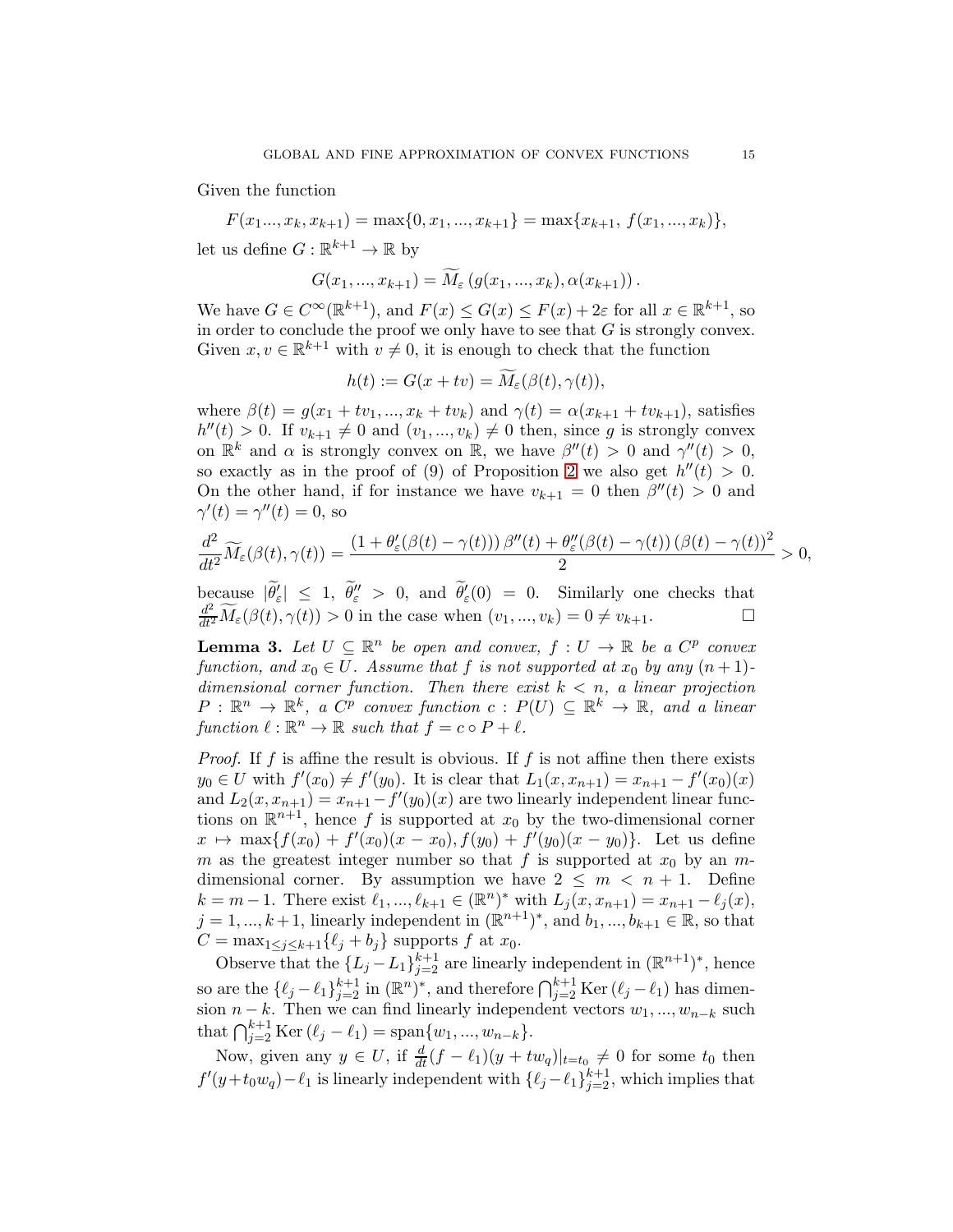Given the function

$$F(x_1..., x_k, x_{k+1}) = \max\{0, x_1, ..., x_{k+1}\} = \max\{x_{k+1},\, f(x_1, ..., x_k)\},$$

let us define $G : \mathbb{R}^{k+1} \to \mathbb{R}$ by

$$G(x_1, ..., x_{k+1}) = \widetilde{M}_\varepsilon\left(g(x_1, ..., x_k), \alpha(x_{k+1})\right).$$

We have $G \in C^\infty(\mathbb{R}^{k+1})$, and $F(x) \le G(x) \le F(x) + 2\varepsilon$ for all $x \in \mathbb{R}^{k+1}$, so in order to conclude the proof we only have to see that $G$ is strongly convex. Given $x, v \in \mathbb{R}^{k+1}$ with $v \neq 0$, it is enough to check that the function

$$h(t) := G(x + tv) = \widetilde{M}_\varepsilon(\beta(t), \gamma(t)),$$

where $\beta(t) = g(x_1 + tv_1, ..., x_k + tv_k)$ and $\gamma(t) = \alpha(x_{k+1} + tv_{k+1})$, satisfies $h''(t) > 0$. If $v_{k+1} \neq 0$ and $(v_1, ..., v_k) \neq 0$ then, since $g$ is strongly convex on $\mathbb{R}^k$ and $\alpha$ is strongly convex on $\mathbb{R}$, we have $\beta''(t) > 0$ and $\gamma''(t) > 0$, so exactly as in the proof of (9) of Proposition 2 we also get $h''(t) > 0$. On the other hand, if for instance we have $v_{k+1} = 0$ then $\beta''(t) > 0$ and $\gamma'(t) = \gamma''(t) = 0$, so

$$\frac{d^2}{dt^2}\widetilde{M}_\varepsilon(\beta(t), \gamma(t)) = \frac{\left(1 + \theta_\varepsilon'(\beta(t) - \gamma(t))\right)\beta''(t) + \theta_\varepsilon''(\beta(t) - \gamma(t))\left(\beta(t) - \gamma(t)\right)^2}{2} > 0,$$

because $|\widetilde{\theta}_\varepsilon'| \le 1$, $\widetilde{\theta}_\varepsilon'' > 0$, and $\widetilde{\theta}_\varepsilon'(0) = 0$. Similarly one checks that $\frac{d^2}{dt^2}\widetilde{M}_\varepsilon(\beta(t), \gamma(t)) > 0$ in the case when $(v_1, ..., v_k) = 0 \neq v_{k+1}$. □

**Lemma 3.** *Let $U \subseteq \mathbb{R}^n$ be open and convex, $f : U \to \mathbb{R}$ be a $C^p$ convex function, and $x_0 \in U$. Assume that $f$ is not supported at $x_0$ by any $(n+1)$-dimensional corner function. Then there exist $k < n$, a linear projection $P : \mathbb{R}^n \to \mathbb{R}^k$, a $C^p$ convex function $c : P(U) \subseteq \mathbb{R}^k \to \mathbb{R}$, and a linear function $\ell : \mathbb{R}^n \to \mathbb{R}$ such that $f = c \circ P + \ell$.*

*Proof.* If $f$ is affine the result is obvious. If $f$ is not affine then there exists $y_0 \in U$ with $f'(x_0) \neq f'(y_0)$. It is clear that $L_1(x, x_{n+1}) = x_{n+1} - f'(x_0)(x)$ and $L_2(x, x_{n+1}) = x_{n+1} - f'(y_0)(x)$ are two linearly independent linear functions on $\mathbb{R}^{n+1}$, hence $f$ is supported at $x_0$ by the two-dimensional corner $x \mapsto \max\{f(x_0) + f'(x_0)(x - x_0), f(y_0) + f'(y_0)(x - y_0)\}$. Let us define $m$ as the greatest integer number so that $f$ is supported at $x_0$ by an $m$-dimensional corner. By assumption we have $2 \le m < n + 1$. Define $k = m - 1$. There exist $\ell_1, ..., \ell_{k+1} \in (\mathbb{R}^n)^*$ with $L_j(x, x_{n+1}) = x_{n+1} - \ell_j(x)$, $j = 1, ..., k+1$, linearly independent in $(\mathbb{R}^{n+1})^*$, and $b_1, ..., b_{k+1} \in \mathbb{R}$, so that $C = \max_{1 \le j \le k+1}\{\ell_j + b_j\}$ supports $f$ at $x_0$.

Observe that the $\{L_j - L_1\}_{j=2}^{k+1}$ are linearly independent in $(\mathbb{R}^{n+1})^*$, hence so are the $\{\ell_j - \ell_1\}_{j=2}^{k+1}$ in $(\mathbb{R}^n)^*$, and therefore $\bigcap_{j=2}^{k+1} \mathrm{Ker}\,(\ell_j - \ell_1)$ has dimension $n - k$. Then we can find linearly independent vectors $w_1, ..., w_{n-k}$ such that $\bigcap_{j=2}^{k+1} \mathrm{Ker}\,(\ell_j - \ell_1) = \mathrm{span}\{w_1, ..., w_{n-k}\}$.

Now, given any $y \in U$, if $\frac{d}{dt}(f - \ell_1)(y + tw_q)|_{t=t_0} \neq 0$ for some $t_0$ then $f'(y + t_0 w_q) - \ell_1$ is linearly independent with $\{\ell_j - \ell_1\}_{j=2}^{k+1}$, which implies that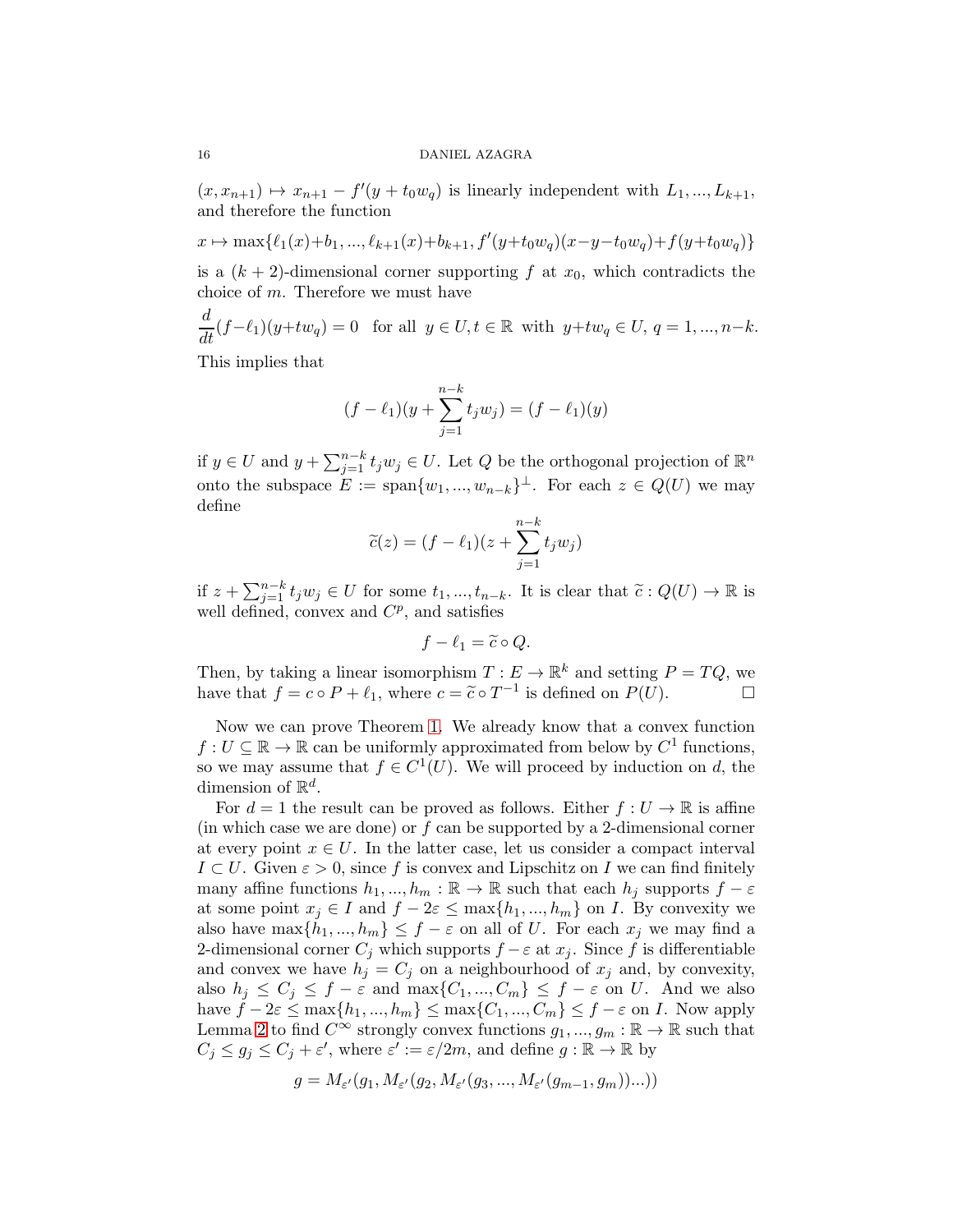$(x, x_{n+1}) \mapsto x_{n+1} - f'(y + t_0 w_q)$ is linearly independent with $L_1, ..., L_{k+1}$, and therefore the function

$$x \mapsto \max\{\ell_1(x)+b_1, ..., \ell_{k+1}(x)+b_{k+1}, f'(y+t_0w_q)(x-y-t_0w_q)+f(y+t_0w_q)\}$$

is a $(k+2)$-dimensional corner supporting $f$ at $x_0$, which contradicts the choice of $m$. Therefore we must have

$$\frac{d}{dt}(f-\ell_1)(y+tw_q) = 0 \quad \text{for all } y \in U, t \in \mathbb{R} \text{ with } y+tw_q \in U,\ q = 1, ..., n-k.$$

This implies that

$$(f - \ell_1)(y + \sum_{j=1}^{n-k} t_j w_j) = (f - \ell_1)(y)$$

if $y \in U$ and $y + \sum_{j=1}^{n-k} t_j w_j \in U$. Let $Q$ be the orthogonal projection of $\mathbb{R}^n$ onto the subspace $E := \text{span}\{w_1, ..., w_{n-k}\}^{\perp}$. For each $z \in Q(U)$ we may define

$$\widetilde{c}(z) = (f - \ell_1)(z + \sum_{j=1}^{n-k} t_j w_j)$$

if $z + \sum_{j=1}^{n-k} t_j w_j \in U$ for some $t_1, ..., t_{n-k}$. It is clear that $\widetilde{c} : Q(U) \to \mathbb{R}$ is well defined, convex and $C^p$, and satisfies

$$f - \ell_1 = \widetilde{c} \circ Q.$$

Then, by taking a linear isomorphism $T : E \to \mathbb{R}^k$ and setting $P = TQ$, we have that $f = c \circ P + \ell_1$, where $c = \widetilde{c} \circ T^{-1}$ is defined on $P(U)$. □

Now we can prove Theorem 1. We already know that a convex function $f : U \subseteq \mathbb{R} \to \mathbb{R}$ can be uniformly approximated from below by $C^1$ functions, so we may assume that $f \in C^1(U)$. We will proceed by induction on $d$, the dimension of $\mathbb{R}^d$.

For $d = 1$ the result can be proved as follows. Either $f : U \to \mathbb{R}$ is affine (in which case we are done) or $f$ can be supported by a 2-dimensional corner at every point $x \in U$. In the latter case, let us consider a compact interval $I \subset U$. Given $\varepsilon > 0$, since $f$ is convex and Lipschitz on $I$ we can find finitely many affine functions $h_1, ..., h_m : \mathbb{R} \to \mathbb{R}$ such that each $h_j$ supports $f - \varepsilon$ at some point $x_j \in I$ and $f - 2\varepsilon \leq \max\{h_1, ..., h_m\}$ on $I$. By convexity we also have $\max\{h_1, ..., h_m\} \leq f - \varepsilon$ on all of $U$. For each $x_j$ we may find a 2-dimensional corner $C_j$ which supports $f - \varepsilon$ at $x_j$. Since $f$ is differentiable and convex we have $h_j = C_j$ on a neighbourhood of $x_j$ and, by convexity, also $h_j \leq C_j \leq f - \varepsilon$ and $\max\{C_1, ..., C_m\} \leq f - \varepsilon$ on $U$. And we also have $f - 2\varepsilon \leq \max\{h_1, ..., h_m\} \leq \max\{C_1, ..., C_m\} \leq f - \varepsilon$ on $I$. Now apply Lemma 2 to find $C^\infty$ strongly convex functions $g_1, ..., g_m : \mathbb{R} \to \mathbb{R}$ such that $C_j \leq g_j \leq C_j + \varepsilon'$, where $\varepsilon' := \varepsilon/2m$, and define $g : \mathbb{R} \to \mathbb{R}$ by

$$g = M_{\varepsilon'}(g_1, M_{\varepsilon'}(g_2, M_{\varepsilon'}(g_3, ..., M_{\varepsilon'}(g_{m-1}, g_m))...))$$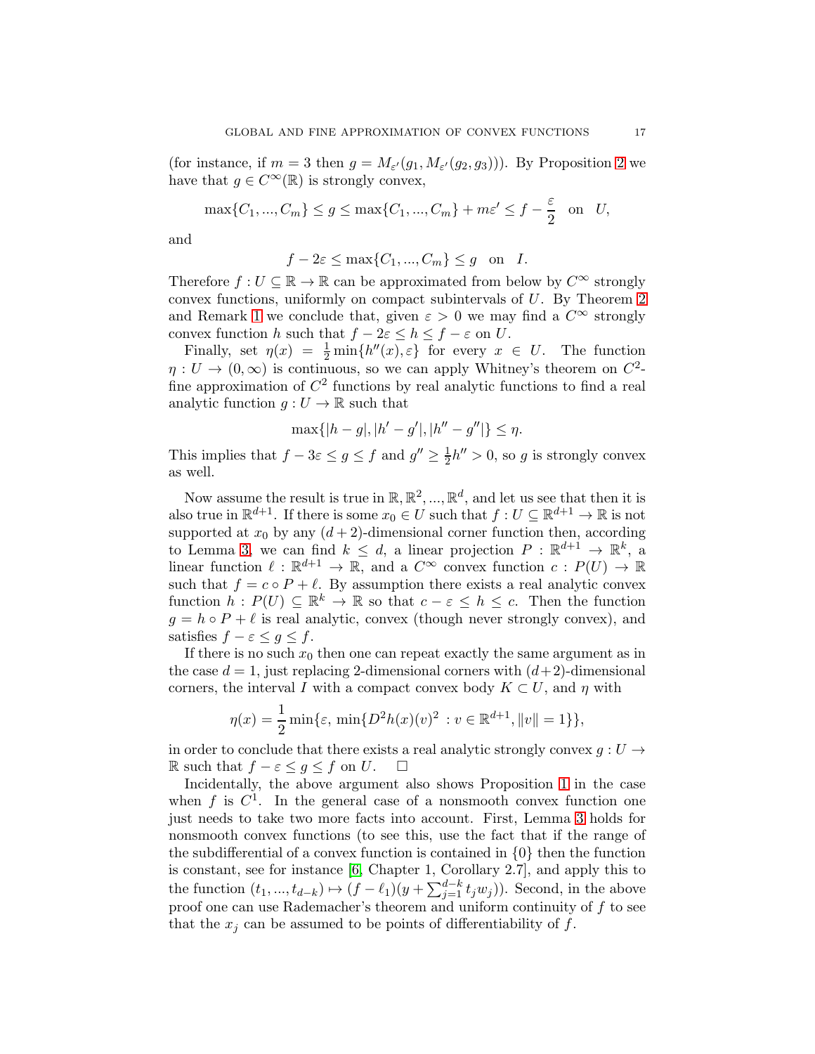(for instance, if $m = 3$ then $g = M_{\varepsilon'}(g_1, M_{\varepsilon'}(g_2, g_3))$). By Proposition 2 we have that $g \in C^\infty(\mathbb{R})$ is strongly convex,

$$\max\{C_1, ..., C_m\} \leq g \leq \max\{C_1, ..., C_m\} + m\varepsilon' \leq f - \frac{\varepsilon}{2} \quad \text{on} \quad U,$$

and

$$f - 2\varepsilon \leq \max\{C_1, ..., C_m\} \leq g \quad \text{on} \quad I.$$

Therefore $f : U \subseteq \mathbb{R} \to \mathbb{R}$ can be approximated from below by $C^\infty$ strongly convex functions, uniformly on compact subintervals of $U$. By Theorem 2 and Remark 1 we conclude that, given $\varepsilon > 0$ we may find a $C^\infty$ strongly convex function $h$ such that $f - 2\varepsilon \leq h \leq f - \varepsilon$ on $U$.

Finally, set $\eta(x) = \frac{1}{2}\min\{h''(x), \varepsilon\}$ for every $x \in U$. The function $\eta : U \to (0, \infty)$ is continuous, so we can apply Whitney's theorem on $C^2$-fine approximation of $C^2$ functions by real analytic functions to find a real analytic function $g : U \to \mathbb{R}$ such that

$$\max\{|h - g|, |h' - g'|, |h'' - g''|\} \leq \eta.$$

This implies that $f - 3\varepsilon \leq g \leq f$ and $g'' \geq \frac{1}{2}h'' > 0$, so $g$ is strongly convex as well.

Now assume the result is true in $\mathbb{R}, \mathbb{R}^2, ..., \mathbb{R}^d$, and let us see that then it is also true in $\mathbb{R}^{d+1}$. If there is some $x_0 \in U$ such that $f : U \subseteq \mathbb{R}^{d+1} \to \mathbb{R}$ is not supported at $x_0$ by any $(d+2)$-dimensional corner function then, according to Lemma 3, we can find $k \leq d$, a linear projection $P : \mathbb{R}^{d+1} \to \mathbb{R}^k$, a linear function $\ell : \mathbb{R}^{d+1} \to \mathbb{R}$, and a $C^\infty$ convex function $c : P(U) \to \mathbb{R}$ such that $f = c \circ P + \ell$. By assumption there exists a real analytic convex function $h : P(U) \subseteq \mathbb{R}^k \to \mathbb{R}$ so that $c - \varepsilon \leq h \leq c$. Then the function $g = h \circ P + \ell$ is real analytic, convex (though never strongly convex), and satisfies $f - \varepsilon \leq g \leq f$.

If there is no such $x_0$ then one can repeat exactly the same argument as in the case $d = 1$, just replacing 2-dimensional corners with $(d+2)$-dimensional corners, the interval $I$ with a compact convex body $K \subset U$, and $\eta$ with

$$\eta(x) = \frac{1}{2}\min\{\varepsilon, \min\{D^2h(x)(v)^2 : v \in \mathbb{R}^{d+1}, \|v\| = 1\}\},$$

in order to conclude that there exists a real analytic strongly convex $g : U \to \mathbb{R}$ such that $f - \varepsilon \leq g \leq f$ on $U$. $\square$

Incidentally, the above argument also shows Proposition 1 in the case when $f$ is $C^1$. In the general case of a nonsmooth convex function one just needs to take two more facts into account. First, Lemma 3 holds for nonsmooth convex functions (to see this, use the fact that if the range of the subdifferential of a convex function is contained in $\{0\}$ then the function is constant, see for instance [6, Chapter 1, Corollary 2.7], and apply this to the function $(t_1, ..., t_{d-k}) \mapsto (f - \ell_1)(y + \sum_{j=1}^{d-k} t_j w_j)$). Second, in the above proof one can use Rademacher's theorem and uniform continuity of $f$ to see that the $x_j$ can be assumed to be points of differentiability of $f$.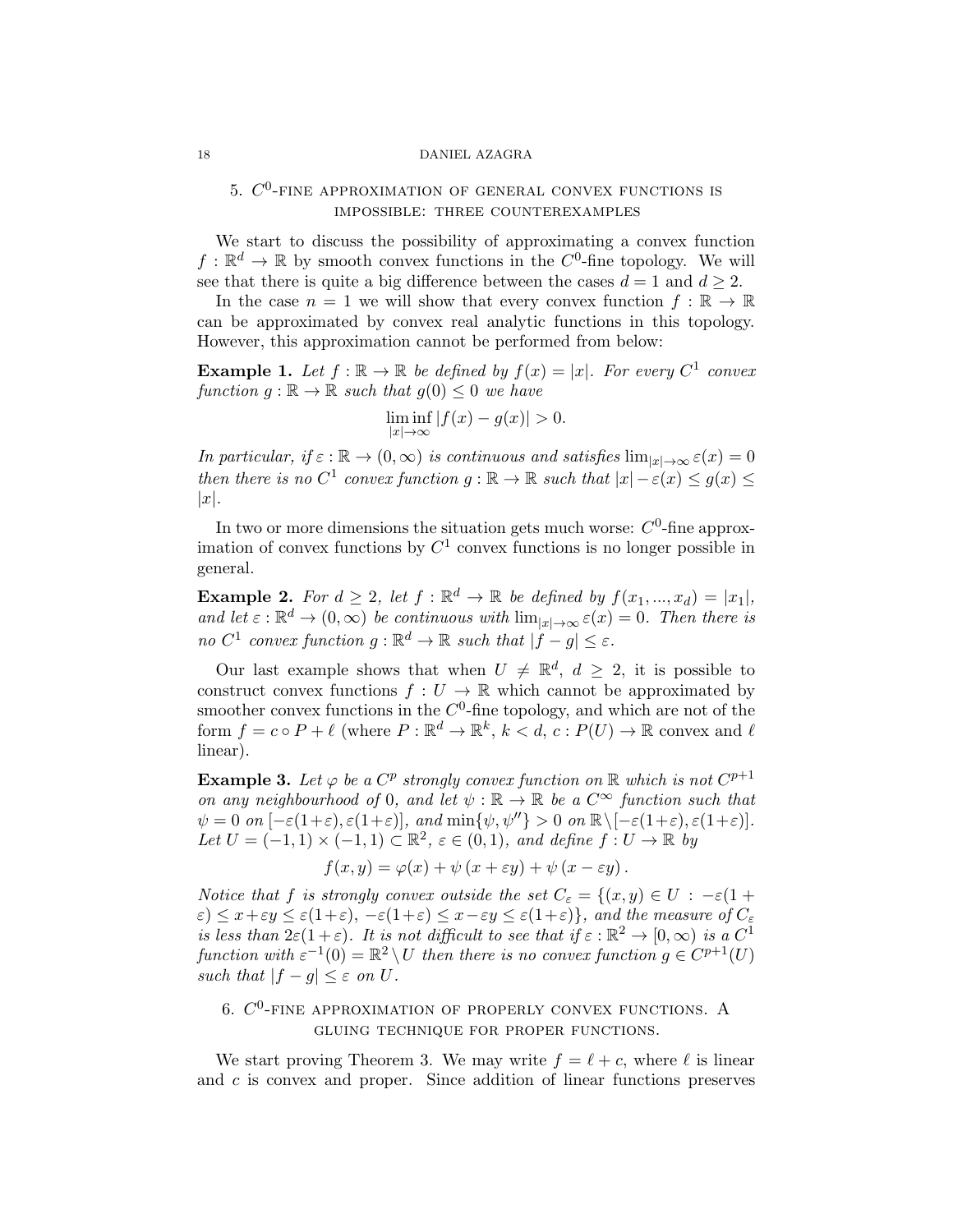## 5. $C^0$-fine approximation of general convex functions is impossible: three counterexamples

We start to discuss the possibility of approximating a convex function $f : \mathbb{R}^d \to \mathbb{R}$ by smooth convex functions in the $C^0$-fine topology. We will see that there is quite a big difference between the cases $d = 1$ and $d \geq 2$.

In the case $n = 1$ we will show that every convex function $f : \mathbb{R} \to \mathbb{R}$ can be approximated by convex real analytic functions in this topology. However, this approximation cannot be performed from below:

**Example 1.** *Let $f : \mathbb{R} \to \mathbb{R}$ be defined by $f(x) = |x|$. For every $C^1$ convex function $g : \mathbb{R} \to \mathbb{R}$ such that $g(0) \leq 0$ we have*

$$\liminf_{|x| \to \infty} |f(x) - g(x)| > 0.$$

*In particular, if $\varepsilon : \mathbb{R} \to (0, \infty)$ is continuous and satisfies $\lim_{|x| \to \infty} \varepsilon(x) = 0$ then there is no $C^1$ convex function $g : \mathbb{R} \to \mathbb{R}$ such that $|x| - \varepsilon(x) \leq g(x) \leq |x|$.*

In two or more dimensions the situation gets much worse: $C^0$-fine approximation of convex functions by $C^1$ convex functions is no longer possible in general.

**Example 2.** *For $d \geq 2$, let $f : \mathbb{R}^d \to \mathbb{R}$ be defined by $f(x_1, ..., x_d) = |x_1|$, and let $\varepsilon : \mathbb{R}^d \to (0, \infty)$ be continuous with $\lim_{|x| \to \infty} \varepsilon(x) = 0$. Then there is no $C^1$ convex function $g : \mathbb{R}^d \to \mathbb{R}$ such that $|f - g| \leq \varepsilon$.*

Our last example shows that when $U \neq \mathbb{R}^d$, $d \geq 2$, it is possible to construct convex functions $f : U \to \mathbb{R}$ which cannot be approximated by smoother convex functions in the $C^0$-fine topology, and which are not of the form $f = c \circ P + \ell$ (where $P : \mathbb{R}^d \to \mathbb{R}^k$, $k < d$, $c : P(U) \to \mathbb{R}$ convex and $\ell$ linear).

**Example 3.** *Let $\varphi$ be a $C^p$ strongly convex function on $\mathbb{R}$ which is not $C^{p+1}$ on any neighbourhood of $0$, and let $\psi : \mathbb{R} \to \mathbb{R}$ be a $C^\infty$ function such that $\psi = 0$ on $[-\varepsilon(1+\varepsilon), \varepsilon(1+\varepsilon)]$, and $\min\{\psi, \psi''\} > 0$ on $\mathbb{R} \setminus [-\varepsilon(1+\varepsilon), \varepsilon(1+\varepsilon)]$. Let $U = (-1, 1) \times (-1, 1) \subset \mathbb{R}^2$, $\varepsilon \in (0, 1)$, and define $f : U \to \mathbb{R}$ by*

$$f(x, y) = \varphi(x) + \psi\left(x + \varepsilon y\right) + \psi\left(x - \varepsilon y\right).$$

*Notice that $f$ is strongly convex outside the set $C_\varepsilon = \{(x, y) \in U : -\varepsilon(1 + \varepsilon) \leq x + \varepsilon y \leq \varepsilon(1+\varepsilon),\ -\varepsilon(1+\varepsilon) \leq x - \varepsilon y \leq \varepsilon(1+\varepsilon)\}$, and the measure of $C_\varepsilon$ is less than $2\varepsilon(1+\varepsilon)$. It is not difficult to see that if $\varepsilon : \mathbb{R}^2 \to [0, \infty)$ is a $C^1$ function with $\varepsilon^{-1}(0) = \mathbb{R}^2 \setminus U$ then there is no convex function $g \in C^{p+1}(U)$ such that $|f - g| \leq \varepsilon$ on $U$.*

## 6. $C^0$-fine approximation of properly convex functions. A gluing technique for proper functions.

We start proving Theorem 3. We may write $f = \ell + c$, where $\ell$ is linear and $c$ is convex and proper. Since addition of linear functions preserves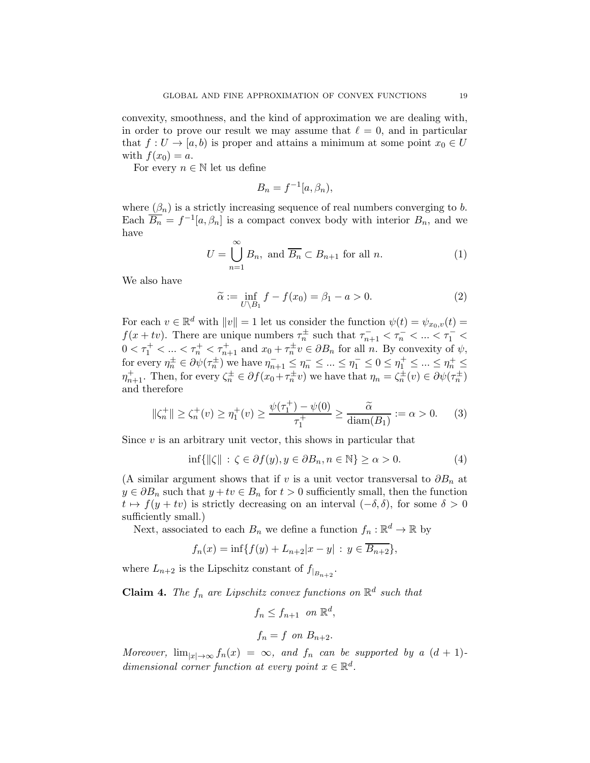convexity, smoothness, and the kind of approximation we are dealing with, in order to prove our result we may assume that $\ell = 0$, and in particular that $f : U \to [a, b)$ is proper and attains a minimum at some point $x_0 \in U$ with $f(x_0) = a$.

For every $n \in \mathbb{N}$ let us define

$$B_n = f^{-1}[a, \beta_n),$$

where $(\beta_n)$ is a strictly increasing sequence of real numbers converging to $b$. Each $\overline{B_n} = f^{-1}[a, \beta_n]$ is a compact convex body with interior $B_n$, and we have

$$U = \bigcup_{n=1}^{\infty} B_n, \text{ and } \overline{B_n} \subset B_{n+1} \text{ for all } n. \tag{1}$$

We also have

$$\widetilde{\alpha} := \inf_{U \setminus B_1} f - f(x_0) = \beta_1 - a > 0. \tag{2}$$

For each $v \in \mathbb{R}^d$ with $\|v\| = 1$ let us consider the function $\psi(t) = \psi_{x_0,v}(t) = f(x + tv)$. There are unique numbers $\tau_n^{\pm}$ such that $\tau_{n+1}^- < \tau_n^- < ... < \tau_1^- < 0 < \tau_1^+ < ... < \tau_n^+ < \tau_{n+1}^+$ and $x_0 + \tau_n^{\pm} v \in \partial B_n$ for all $n$. By convexity of $\psi$, for every $\eta_n^{\pm} \in \partial\psi(\tau_n^{\pm})$ we have $\eta_{n+1}^- \leq \eta_n^- \leq ... \leq \eta_1^- \leq 0 \leq \eta_1^+ \leq ... \leq \eta_n^+ \leq \eta_{n+1}^+$. Then, for every $\zeta_n^{\pm} \in \partial f(x_0 + \tau_n^{\pm} v)$ we have that $\eta_n = \zeta_n^{\pm}(v) \in \partial\psi(\tau_n^{\pm})$ and therefore

$$\|\zeta_n^+\| \geq \zeta_n^+(v) \geq \eta_1^+(v) \geq \frac{\psi(\tau_1^+) - \psi(0)}{\tau_1^+} \geq \frac{\widetilde{\alpha}}{\operatorname{diam}(B_1)} := \alpha > 0. \tag{3}$$

Since $v$ is an arbitrary unit vector, this shows in particular that

$$\inf\{\|\zeta\| \,:\, \zeta \in \partial f(y), y \in \partial B_n, n \in \mathbb{N}\} \geq \alpha > 0. \tag{4}$$

(A similar argument shows that if $v$ is a unit vector transversal to $\partial B_n$ at $y \in \partial B_n$ such that $y + tv \in B_n$ for $t > 0$ sufficiently small, then the function $t \mapsto f(y + tv)$ is strictly decreasing on an interval $(-\delta, \delta)$, for some $\delta > 0$ sufficiently small.)

Next, associated to each $B_n$ we define a function $f_n : \mathbb{R}^d \to \mathbb{R}$ by

$$f_n(x) = \inf\{f(y) + L_{n+2}|x - y| \,:\, y \in \overline{B_{n+2}}\},$$

where $L_{n+2}$ is the Lipschitz constant of $f_{|_{B_{n+2}}}$.

**Claim 4.** *The $f_n$ are Lipschitz convex functions on $\mathbb{R}^d$ such that*

$$f_n \leq f_{n+1} \text{ on } \mathbb{R}^d,$$

$$f_n = f \text{ on } B_{n+2}.$$

*Moreover, $\lim_{|x|\to\infty} f_n(x) = \infty$, and $f_n$ can be supported by a $(d+1)$-dimensional corner function at every point $x \in \mathbb{R}^d$.*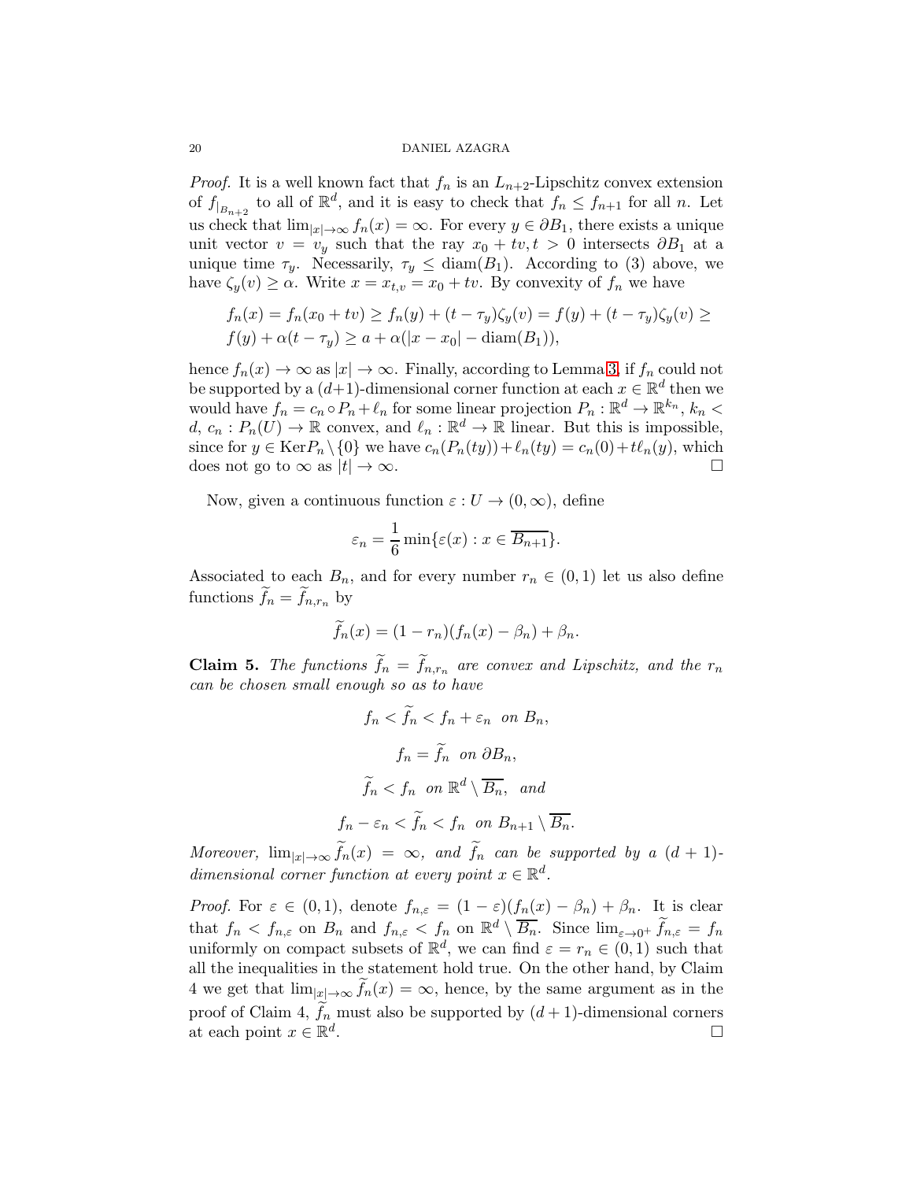*Proof.* It is a well known fact that $f_n$ is an $L_{n+2}$-Lipschitz convex extension of $f_{|_{B_{n+2}}}$ to all of $\mathbb{R}^d$, and it is easy to check that $f_n \leq f_{n+1}$ for all $n$. Let us check that $\lim_{|x|\to\infty} f_n(x) = \infty$. For every $y \in \partial B_1$, there exists a unique unit vector $v = v_y$ such that the ray $x_0 + tv, t > 0$ intersects $\partial B_1$ at a unique time $\tau_y$. Necessarily, $\tau_y \leq \text{diam}(B_1)$. According to (3) above, we have $\zeta_y(v) \geq \alpha$. Write $x = x_{t,v} = x_0 + tv$. By convexity of $f_n$ we have

$$f_n(x) = f_n(x_0 + tv) \geq f_n(y) + (t - \tau_y)\zeta_y(v) = f(y) + (t - \tau_y)\zeta_y(v) \geq$$
$$f(y) + \alpha(t - \tau_y) \geq a + \alpha(|x - x_0| - \text{diam}(B_1)),$$

hence $f_n(x) \to \infty$ as $|x| \to \infty$. Finally, according to Lemma 3, if $f_n$ could not be supported by a $(d+1)$-dimensional corner function at each $x \in \mathbb{R}^d$ then we would have $f_n = c_n \circ P_n + \ell_n$ for some linear projection $P_n : \mathbb{R}^d \to \mathbb{R}^{k_n}$, $k_n < d$, $c_n : P_n(U) \to \mathbb{R}$ convex, and $\ell_n : \mathbb{R}^d \to \mathbb{R}$ linear. But this is impossible, since for $y \in \text{Ker}P_n \setminus \{0\}$ we have $c_n(P_n(ty)) + \ell_n(ty) = c_n(0) + t\ell_n(y)$, which does not go to $\infty$ as $|t| \to \infty$. $\square$

Now, given a continuous function $\varepsilon : U \to (0, \infty)$, define

$$\varepsilon_n = \frac{1}{6}\min\{\varepsilon(x) : x \in \overline{B_{n+1}}\}.$$

Associated to each $B_n$, and for every number $r_n \in (0, 1)$ let us also define functions $\widetilde{f}_n = \widetilde{f}_{n,r_n}$ by

$$\widetilde{f}_n(x) = (1 - r_n)(f_n(x) - \beta_n) + \beta_n.$$

**Claim 5.** *The functions $\widetilde{f}_n = \widetilde{f}_{n,r_n}$ are convex and Lipschitz, and the $r_n$ can be chosen small enough so as to have*

$$f_n < \widetilde{f}_n < f_n + \varepsilon_n \ \text{ on } B_n,$$

$$f_n = \widetilde{f}_n \ \text{ on } \partial B_n,$$

$$\widetilde{f}_n < f_n \ \text{ on } \mathbb{R}^d \setminus \overline{B_n}, \ \text{ and}$$

$$f_n - \varepsilon_n < \widetilde{f}_n < f_n \ \text{ on } B_{n+1} \setminus \overline{B_n}.$$

*Moreover, $\lim_{|x|\to\infty} \widetilde{f}_n(x) = \infty$, and $\widetilde{f}_n$ can be supported by a $(d+1)$-dimensional corner function at every point $x \in \mathbb{R}^d$.*

*Proof.* For $\varepsilon \in (0, 1)$, denote $f_{n,\varepsilon} = (1 - \varepsilon)(f_n(x) - \beta_n) + \beta_n$. It is clear that $f_n < f_{n,\varepsilon}$ on $B_n$ and $f_{n,\varepsilon} < f_n$ on $\mathbb{R}^d \setminus \overline{B_n}$. Since $\lim_{\varepsilon\to 0^+} \widetilde{f}_{n,\varepsilon} = f_n$ uniformly on compact subsets of $\mathbb{R}^d$, we can find $\varepsilon = r_n \in (0, 1)$ such that all the inequalities in the statement hold true. On the other hand, by Claim 4 we get that $\lim_{|x|\to\infty} \widetilde{f}_n(x) = \infty$, hence, by the same argument as in the proof of Claim 4, $\widetilde{f}_n$ must also be supported by $(d + 1)$-dimensional corners at each point $x \in \mathbb{R}^d$. $\square$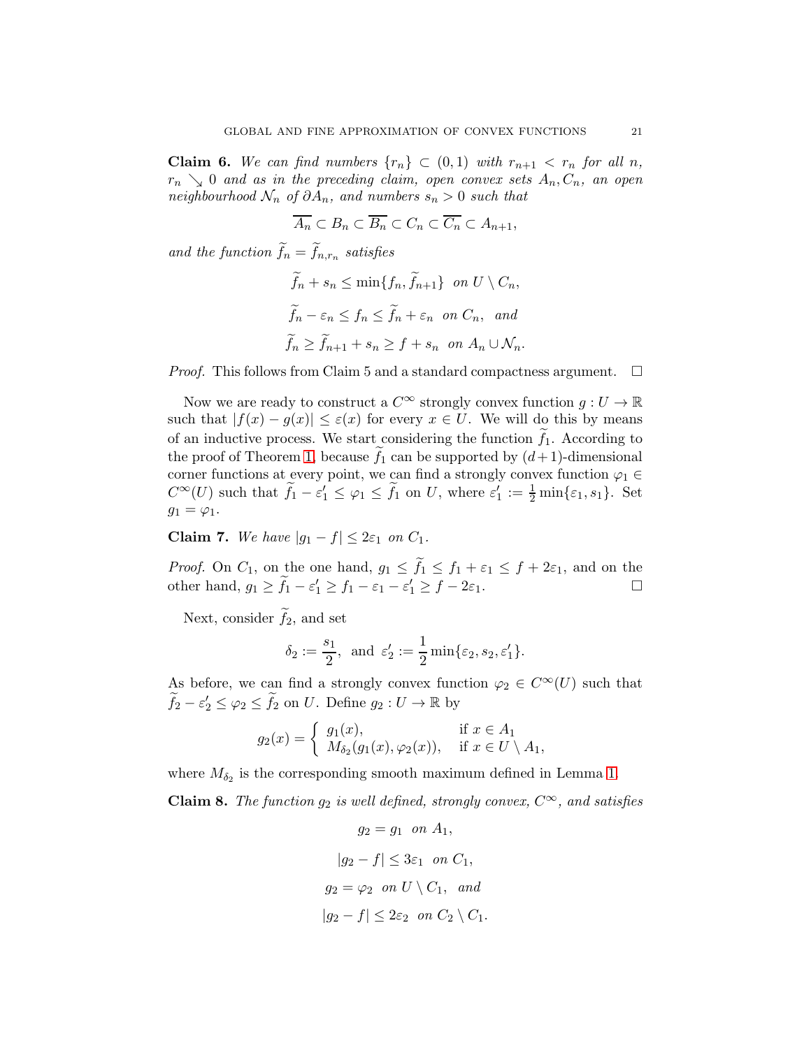**Claim 6.** *We can find numbers $\{r_n\} \subset (0,1)$ with $r_{n+1} < r_n$ for all $n$, $r_n \searrow 0$ and as in the preceding claim, open convex sets $A_n, C_n$, an open neighbourhood $\mathcal{N}_n$ of $\partial A_n$, and numbers $s_n > 0$ such that*

$$\overline{A_n} \subset B_n \subset \overline{B_n} \subset C_n \subset \overline{C_n} \subset A_{n+1},$$

*and the function $\widetilde{f}_n = \widetilde{f}_{n,r_n}$ satisfies*

$$\widetilde{f}_n + s_n \leq \min\{f_n, \widetilde{f}_{n+1}\} \text{ on } U \setminus C_n,$$

$$\widetilde{f}_n - \varepsilon_n \leq f_n \leq \widetilde{f}_n + \varepsilon_n \text{ on } C_n, \text{ and}$$

$$\widetilde{f}_n \geq \widetilde{f}_{n+1} + s_n \geq f + s_n \text{ on } A_n \cup \mathcal{N}_n.$$

*Proof.* This follows from Claim 5 and a standard compactness argument. $\square$

Now we are ready to construct a $C^\infty$ strongly convex function $g : U \to \mathbb{R}$ such that $|f(x) - g(x)| \leq \varepsilon(x)$ for every $x \in U$. We will do this by means of an inductive process. We start considering the function $\widetilde{f}_1$. According to the proof of Theorem 1, because $\widetilde{f}_1$ can be supported by $(d+1)$-dimensional corner functions at every point, we can find a strongly convex function $\varphi_1 \in C^\infty(U)$ such that $\widetilde{f}_1 - \varepsilon_1' \leq \varphi_1 \leq \widetilde{f}_1$ on $U$, where $\varepsilon_1' := \frac{1}{2}\min\{\varepsilon_1, s_1\}$. Set $g_1 = \varphi_1$.

**Claim 7.** *We have $|g_1 - f| \leq 2\varepsilon_1$ on $C_1$.*

*Proof.* On $C_1$, on the one hand, $g_1 \leq \widetilde{f}_1 \leq f_1 + \varepsilon_1 \leq f + 2\varepsilon_1$, and on the other hand, $g_1 \geq \widetilde{f}_1 - \varepsilon_1' \geq f_1 - \varepsilon_1 - \varepsilon_1' \geq f - 2\varepsilon_1$. $\square$

Next, consider $\widetilde{f}_2$, and set

$$\delta_2 := \frac{s_1}{2}, \text{ and } \varepsilon_2' := \frac{1}{2}\min\{\varepsilon_2, s_2, \varepsilon_1'\}.$$

As before, we can find a strongly convex function $\varphi_2 \in C^\infty(U)$ such that $\widetilde{f}_2 - \varepsilon_2' \leq \varphi_2 \leq \widetilde{f}_2$ on $U$. Define $g_2 : U \to \mathbb{R}$ by

$$g_2(x) = \begin{cases} g_1(x), & \text{if } x \in A_1 \\ M_{\delta_2}(g_1(x), \varphi_2(x)), & \text{if } x \in U \setminus A_1, \end{cases}$$

where $M_{\delta_2}$ is the corresponding smooth maximum defined in Lemma 1.

**Claim 8.** *The function $g_2$ is well defined, strongly convex, $C^\infty$, and satisfies*

$$g_2 = g_1 \text{ on } A_1,$$

$$|g_2 - f| \leq 3\varepsilon_1 \text{ on } C_1,$$

$$g_2 = \varphi_2 \text{ on } U \setminus C_1, \text{ and}$$

$$|g_2 - f| \leq 2\varepsilon_2 \text{ on } C_2 \setminus C_1.$$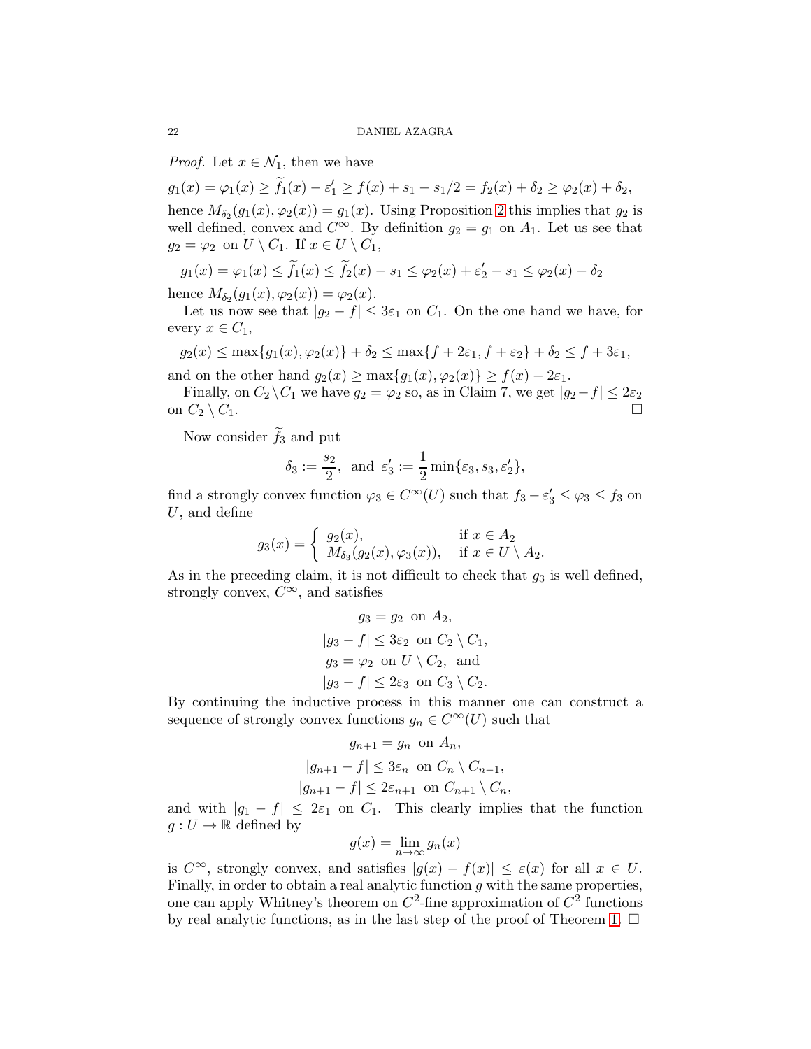*Proof.* Let $x \in \mathcal{N}_1$, then we have

$$g_1(x) = \varphi_1(x) \geq \widetilde{f}_1(x) - \varepsilon_1' \geq f(x) + s_1 - s_1/2 = f_2(x) + \delta_2 \geq \varphi_2(x) + \delta_2,$$

hence $M_{\delta_2}(g_1(x), \varphi_2(x)) = g_1(x)$. Using Proposition 2 this implies that $g_2$ is well defined, convex and $C^\infty$. By definition $g_2 = g_1$ on $A_1$. Let us see that $g_2 = \varphi_2$ on $U \setminus C_1$. If $x \in U \setminus C_1$,

$$g_1(x) = \varphi_1(x) \leq \widetilde{f}_1(x) \leq \widetilde{f}_2(x) - s_1 \leq \varphi_2(x) + \varepsilon_2' - s_1 \leq \varphi_2(x) - \delta_2$$

hence $M_{\delta_2}(g_1(x), \varphi_2(x)) = \varphi_2(x)$.

Let us now see that $|g_2 - f| \leq 3\varepsilon_1$ on $C_1$. On the one hand we have, for every $x \in C_1$,

$$g_2(x) \leq \max\{g_1(x), \varphi_2(x)\} + \delta_2 \leq \max\{f + 2\varepsilon_1, f + \varepsilon_2\} + \delta_2 \leq f + 3\varepsilon_1,$$

and on the other hand $g_2(x) \geq \max\{g_1(x), \varphi_2(x)\} \geq f(x) - 2\varepsilon_1$.

Finally, on $C_2 \setminus C_1$ we have $g_2 = \varphi_2$ so, as in Claim 7, we get $|g_2 - f| \leq 2\varepsilon_2$ on $C_2 \setminus C_1$. $\square$

Now consider $\widetilde{f}_3$ and put

$$\delta_3 := \frac{s_2}{2}, \text{ and } \varepsilon_3' := \frac{1}{2}\min\{\varepsilon_3, s_3, \varepsilon_2'\},$$

find a strongly convex function $\varphi_3 \in C^\infty(U)$ such that $f_3 - \varepsilon_3' \leq \varphi_3 \leq f_3$ on $U$, and define

$$g_3(x) = \begin{cases} g_2(x), & \text{if } x \in A_2 \\ M_{\delta_3}(g_2(x), \varphi_3(x)), & \text{if } x \in U \setminus A_2. \end{cases}$$

As in the preceding claim, it is not difficult to check that $g_3$ is well defined, strongly convex, $C^\infty$, and satisfies

$$g_3 = g_2 \text{ on } A_2,$$
$$|g_3 - f| \leq 3\varepsilon_2 \text{ on } C_2 \setminus C_1,$$
$$g_3 = \varphi_2 \text{ on } U \setminus C_2, \text{ and}$$
$$|g_3 - f| \leq 2\varepsilon_3 \text{ on } C_3 \setminus C_2.$$

By continuing the inductive process in this manner one can construct a sequence of strongly convex functions $g_n \in C^\infty(U)$ such that

$$g_{n+1} = g_n \text{ on } A_n,$$
$$|g_{n+1} - f| \leq 3\varepsilon_n \text{ on } C_n \setminus C_{n-1},$$
$$|g_{n+1} - f| \leq 2\varepsilon_{n+1} \text{ on } C_{n+1} \setminus C_n,$$

and with $|g_1 - f| \leq 2\varepsilon_1$ on $C_1$. This clearly implies that the function $g : U \to \mathbb{R}$ defined by

$$g(x) = \lim_{n\to\infty} g_n(x)$$

is $C^\infty$, strongly convex, and satisfies $|g(x) - f(x)| \leq \varepsilon(x)$ for all $x \in U$. Finally, in order to obtain a real analytic function $g$ with the same properties, one can apply Whitney's theorem on $C^2$-fine approximation of $C^2$ functions by real analytic functions, as in the last step of the proof of Theorem 1. $\square$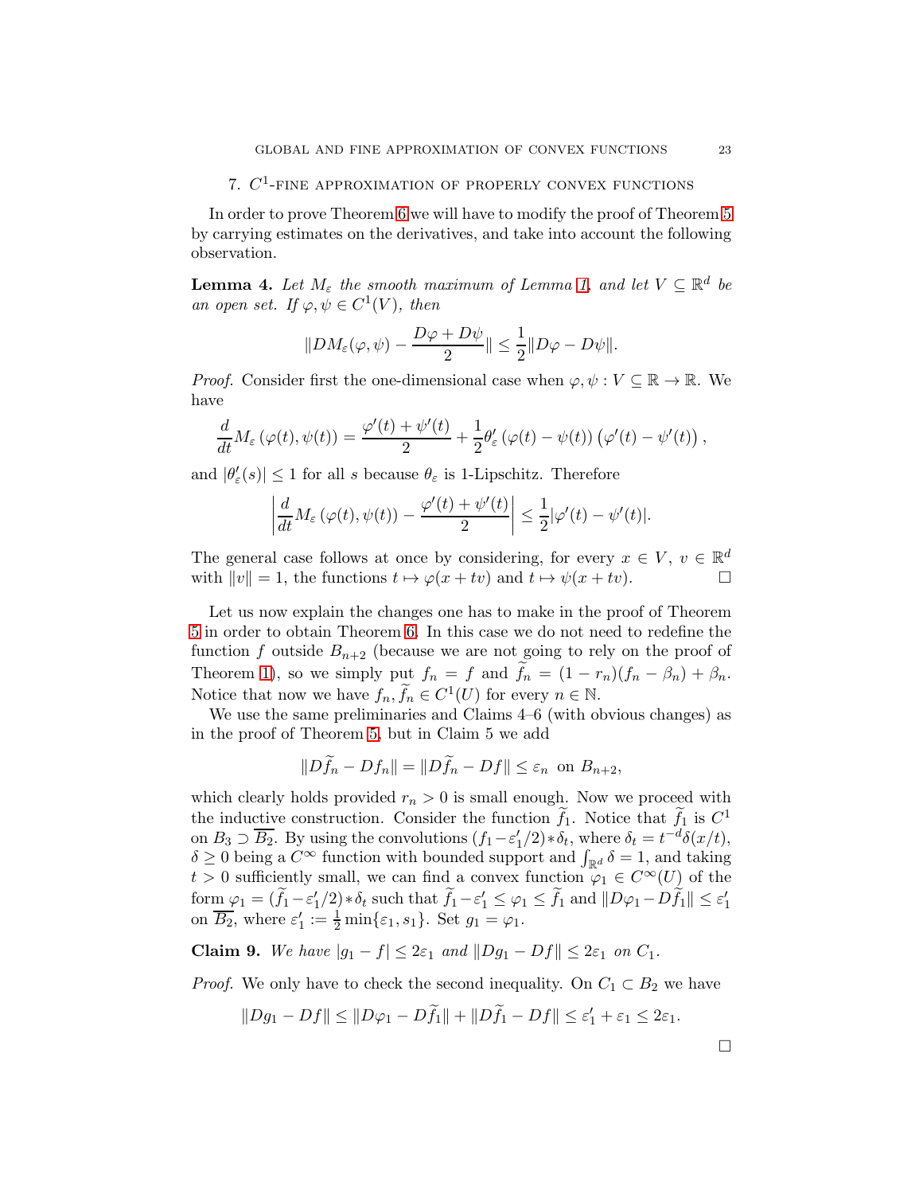## 7. $C^1$-fine approximation of properly convex functions

In order to prove Theorem 6 we will have to modify the proof of Theorem 5 by carrying estimates on the derivatives, and take into account the following observation.

**Lemma 4.** *Let $M_\varepsilon$ the smooth maximum of Lemma 1, and let $V \subseteq \mathbb{R}^d$ be an open set. If $\varphi, \psi \in C^1(V)$, then*

$$\|DM_\varepsilon(\varphi, \psi) - \frac{D\varphi + D\psi}{2}\| \leq \frac{1}{2}\|D\varphi - D\psi\|.$$

*Proof.* Consider first the one-dimensional case when $\varphi, \psi : V \subseteq \mathbb{R} \to \mathbb{R}$. We have

$$\frac{d}{dt}M_\varepsilon\left(\varphi(t), \psi(t)\right) = \frac{\varphi'(t) + \psi'(t)}{2} + \frac{1}{2}\theta_\varepsilon'\left(\varphi(t) - \psi(t)\right)\left(\varphi'(t) - \psi'(t)\right),$$

and $|\theta_\varepsilon'(s)| \leq 1$ for all $s$ because $\theta_\varepsilon$ is 1-Lipschitz. Therefore

$$\left|\frac{d}{dt}M_\varepsilon\left(\varphi(t), \psi(t)\right) - \frac{\varphi'(t) + \psi'(t)}{2}\right| \leq \frac{1}{2}|\varphi'(t) - \psi'(t)|.$$

The general case follows at once by considering, for every $x \in V$, $v \in \mathbb{R}^d$ with $\|v\| = 1$, the functions $t \mapsto \varphi(x + tv)$ and $t \mapsto \psi(x + tv)$. □

Let us now explain the changes one has to make in the proof of Theorem 5 in order to obtain Theorem 6. In this case we do not need to redefine the function $f$ outside $B_{n+2}$ (because we are not going to rely on the proof of Theorem 1), so we simply put $f_n = f$ and $\widetilde{f}_n = (1 - r_n)(f_n - \beta_n) + \beta_n$. Notice that now we have $f_n, \widetilde{f}_n \in C^1(U)$ for every $n \in \mathbb{N}$.

We use the same preliminaries and Claims 4–6 (with obvious changes) as in the proof of Theorem 5, but in Claim 5 we add

$$\|D\widetilde{f}_n - Df_n\| = \|D\widetilde{f}_n - Df\| \leq \varepsilon_n \text{ on } B_{n+2},$$

which clearly holds provided $r_n > 0$ is small enough. Now we proceed with the inductive construction. Consider the function $\widetilde{f}_1$. Notice that $\widetilde{f}_1$ is $C^1$ on $B_3 \supset \overline{B_2}$. By using the convolutions $(f_1 - \varepsilon_1'/2) * \delta_t$, where $\delta_t = t^{-d}\delta(x/t)$, $\delta \geq 0$ being a $C^\infty$ function with bounded support and $\int_{\mathbb{R}^d} \delta = 1$, and taking $t > 0$ sufficiently small, we can find a convex function $\varphi_1 \in C^\infty(U)$ of the form $\varphi_1 = (\widetilde{f}_1 - \varepsilon_1'/2) * \delta_t$ such that $\widetilde{f}_1 - \varepsilon_1' \leq \varphi_1 \leq \widetilde{f}_1$ and $\|D\varphi_1 - D\widetilde{f}_1\| \leq \varepsilon_1'$ on $\overline{B_2}$, where $\varepsilon_1' := \frac{1}{2}\min\{\varepsilon_1, s_1\}$. Set $g_1 = \varphi_1$.

**Claim 9.** *We have $|g_1 - f| \leq 2\varepsilon_1$ and $\|Dg_1 - Df\| \leq 2\varepsilon_1$ on $C_1$.*

*Proof.* We only have to check the second inequality. On $C_1 \subset B_2$ we have

$$\|Dg_1 - Df\| \leq \|D\varphi_1 - D\widetilde{f}_1\| + \|D\widetilde{f}_1 - Df\| \leq \varepsilon_1' + \varepsilon_1 \leq 2\varepsilon_1.$$

□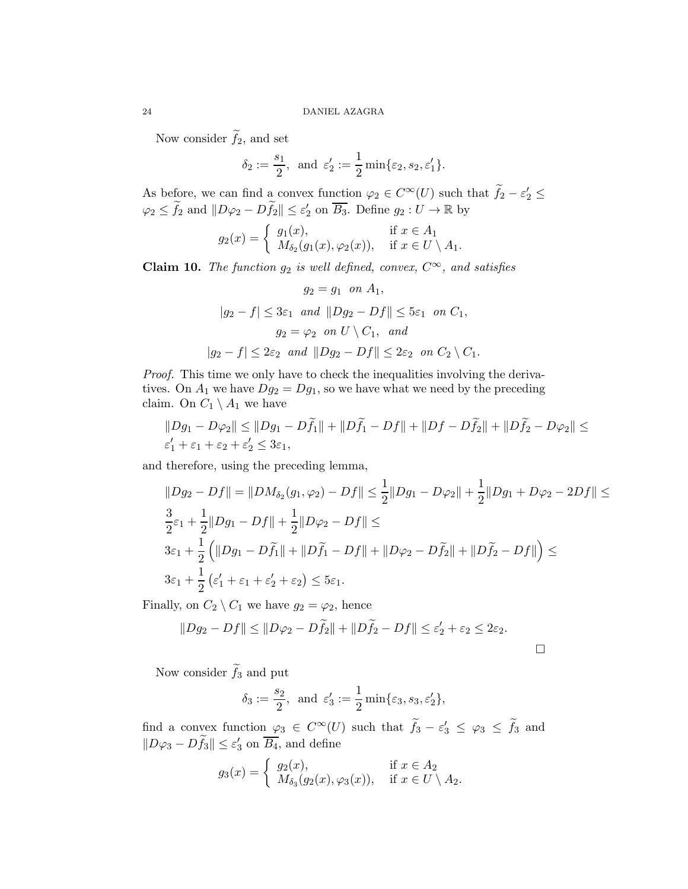Now consider $\widetilde{f}_2$, and set

$$\delta_2 := \frac{s_1}{2}, \text{ and } \varepsilon_2' := \frac{1}{2}\min\{\varepsilon_2, s_2, \varepsilon_1'\}.$$

As before, we can find a convex function $\varphi_2 \in C^\infty(U)$ such that $\widetilde{f}_2 - \varepsilon_2' \leq \varphi_2 \leq \widetilde{f}_2$ and $\|D\varphi_2 - D\widetilde{f}_2\| \leq \varepsilon_2'$ on $\overline{B_3}$. Define $g_2 : U \to \mathbb{R}$ by

$$g_2(x) = \begin{cases} g_1(x), & \text{if } x \in A_1 \\ M_{\delta_2}(g_1(x), \varphi_2(x)), & \text{if } x \in U \setminus A_1. \end{cases}$$

**Claim 10.** *The function $g_2$ is well defined, convex, $C^\infty$, and satisfies*

$$g_2 = g_1 \text{ on } A_1,$$
$$|g_2 - f| \leq 3\varepsilon_1 \text{ and } \|Dg_2 - Df\| \leq 5\varepsilon_1 \text{ on } C_1,$$
$$g_2 = \varphi_2 \text{ on } U \setminus C_1, \text{ and}$$
$$|g_2 - f| \leq 2\varepsilon_2 \text{ and } \|Dg_2 - Df\| \leq 2\varepsilon_2 \text{ on } C_2 \setminus C_1.$$

*Proof.* This time we only have to check the inequalities involving the derivatives. On $A_1$ we have $Dg_2 = Dg_1$, so we have what we need by the preceding claim. On $C_1 \setminus A_1$ we have

$$\|Dg_1 - D\varphi_2\| \leq \|Dg_1 - D\widetilde{f}_1\| + \|D\widetilde{f}_1 - Df\| + \|Df - D\widetilde{f}_2\| + \|D\widetilde{f}_2 - D\varphi_2\| \leq \varepsilon_1' + \varepsilon_1 + \varepsilon_2 + \varepsilon_2' \leq 3\varepsilon_1,$$

and therefore, using the preceding lemma,

$$\begin{aligned}
&\|Dg_2 - Df\| = \|DM_{\delta_2}(g_1, \varphi_2) - Df\| \leq \frac{1}{2}\|Dg_1 - D\varphi_2\| + \frac{1}{2}\|Dg_1 + D\varphi_2 - 2Df\| \leq \\
&\frac{3}{2}\varepsilon_1 + \frac{1}{2}\|Dg_1 - Df\| + \frac{1}{2}\|D\varphi_2 - Df\| \leq \\
&3\varepsilon_1 + \frac{1}{2}\left(\|Dg_1 - D\widetilde{f}_1\| + \|D\widetilde{f}_1 - Df\| + \|D\varphi_2 - D\widetilde{f}_2\| + \|D\widetilde{f}_2 - Df\|\right) \leq \\
&3\varepsilon_1 + \frac{1}{2}\left(\varepsilon_1' + \varepsilon_1 + \varepsilon_2' + \varepsilon_2\right) \leq 5\varepsilon_1.
\end{aligned}$$

Finally, on $C_2 \setminus C_1$ we have $g_2 = \varphi_2$, hence

$$\|Dg_2 - Df\| \leq \|D\varphi_2 - D\widetilde{f}_2\| + \|D\widetilde{f}_2 - Df\| \leq \varepsilon_2' + \varepsilon_2 \leq 2\varepsilon_2.$$

□

Now consider $\widetilde{f}_3$ and put

$$\delta_3 := \frac{s_2}{2}, \text{ and } \varepsilon_3' := \frac{1}{2}\min\{\varepsilon_3, s_3, \varepsilon_2'\},$$

find a convex function $\varphi_3 \in C^\infty(U)$ such that $\widetilde{f}_3 - \varepsilon_3' \leq \varphi_3 \leq \widetilde{f}_3$ and $\|D\varphi_3 - D\widetilde{f}_3\| \leq \varepsilon_3'$ on $\overline{B_4}$, and define

$$g_3(x) = \begin{cases} g_2(x), & \text{if } x \in A_2 \\ M_{\delta_3}(g_2(x), \varphi_3(x)), & \text{if } x \in U \setminus A_2. \end{cases}$$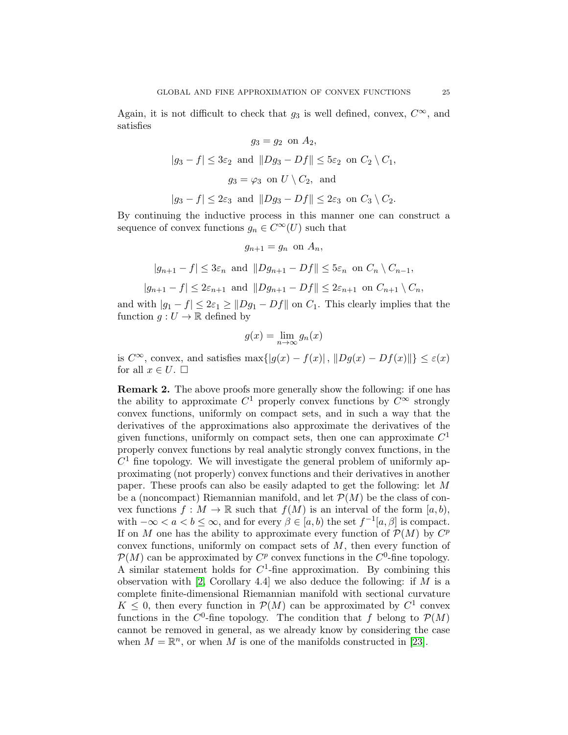Again, it is not difficult to check that $g_3$ is well defined, convex, $C^\infty$, and satisfies

$$g_3 = g_2 \text{ on } A_2,$$

$$|g_3 - f| \leq 3\varepsilon_2 \text{ and } \|Dg_3 - Df\| \leq 5\varepsilon_2 \text{ on } C_2 \setminus C_1,$$

$$g_3 = \varphi_3 \text{ on } U \setminus C_2, \text{ and}$$

$$|g_3 - f| \leq 2\varepsilon_3 \text{ and } \|Dg_3 - Df\| \leq 2\varepsilon_3 \text{ on } C_3 \setminus C_2.$$

By continuing the inductive process in this manner one can construct a sequence of convex functions $g_n \in C^\infty(U)$ such that

$$g_{n+1} = g_n \text{ on } A_n,$$

$$|g_{n+1} - f| \leq 3\varepsilon_n \text{ and } \|Dg_{n+1} - Df\| \leq 5\varepsilon_n \text{ on } C_n \setminus C_{n-1},$$

$$|g_{n+1} - f| \leq 2\varepsilon_{n+1} \text{ and } \|Dg_{n+1} - Df\| \leq 2\varepsilon_{n+1} \text{ on } C_{n+1} \setminus C_n,$$

and with $|g_1 - f| \leq 2\varepsilon_1 \geq \|Dg_1 - Df\|$ on $C_1$. This clearly implies that the function $g : U \to \mathbb{R}$ defined by

$$g(x) = \lim_{n\to\infty} g_n(x)$$

is $C^\infty$, convex, and satisfies $\max\{|g(x) - f(x)|, \|Dg(x) - Df(x)\|\} \leq \varepsilon(x)$ for all $x \in U$. □

**Remark 2.** The above proofs more generally show the following: if one has the ability to approximate $C^1$ properly convex functions by $C^\infty$ strongly convex functions, uniformly on compact sets, and in such a way that the derivatives of the approximations also approximate the derivatives of the given functions, uniformly on compact sets, then one can approximate $C^1$ properly convex functions by real analytic strongly convex functions, in the $C^1$ fine topology. We will investigate the general problem of uniformly approximating (not properly) convex functions and their derivatives in another paper. These proofs can also be easily adapted to get the following: let $M$ be a (noncompact) Riemannian manifold, and let $\mathcal{P}(M)$ be the class of convex functions $f : M \to \mathbb{R}$ such that $f(M)$ is an interval of the form $[a, b)$, with $-\infty < a < b \leq \infty$, and for every $\beta \in [a, b)$ the set $f^{-1}[a, \beta]$ is compact. If on $M$ one has the ability to approximate every function of $\mathcal{P}(M)$ by $C^p$ convex functions, uniformly on compact sets of $M$, then every function of $\mathcal{P}(M)$ can be approximated by $C^p$ convex functions in the $C^0$-fine topology. A similar statement holds for $C^1$-fine approximation. By combining this observation with [2, Corollary 4.4] we also deduce the following: if $M$ is a complete finite-dimensional Riemannian manifold with sectional curvature $K \leq 0$, then every function in $\mathcal{P}(M)$ can be approximated by $C^1$ convex functions in the $C^0$-fine topology. The condition that $f$ belong to $\mathcal{P}(M)$ cannot be removed in general, as we already know by considering the case when $M = \mathbb{R}^n$, or when $M$ is one of the manifolds constructed in [23].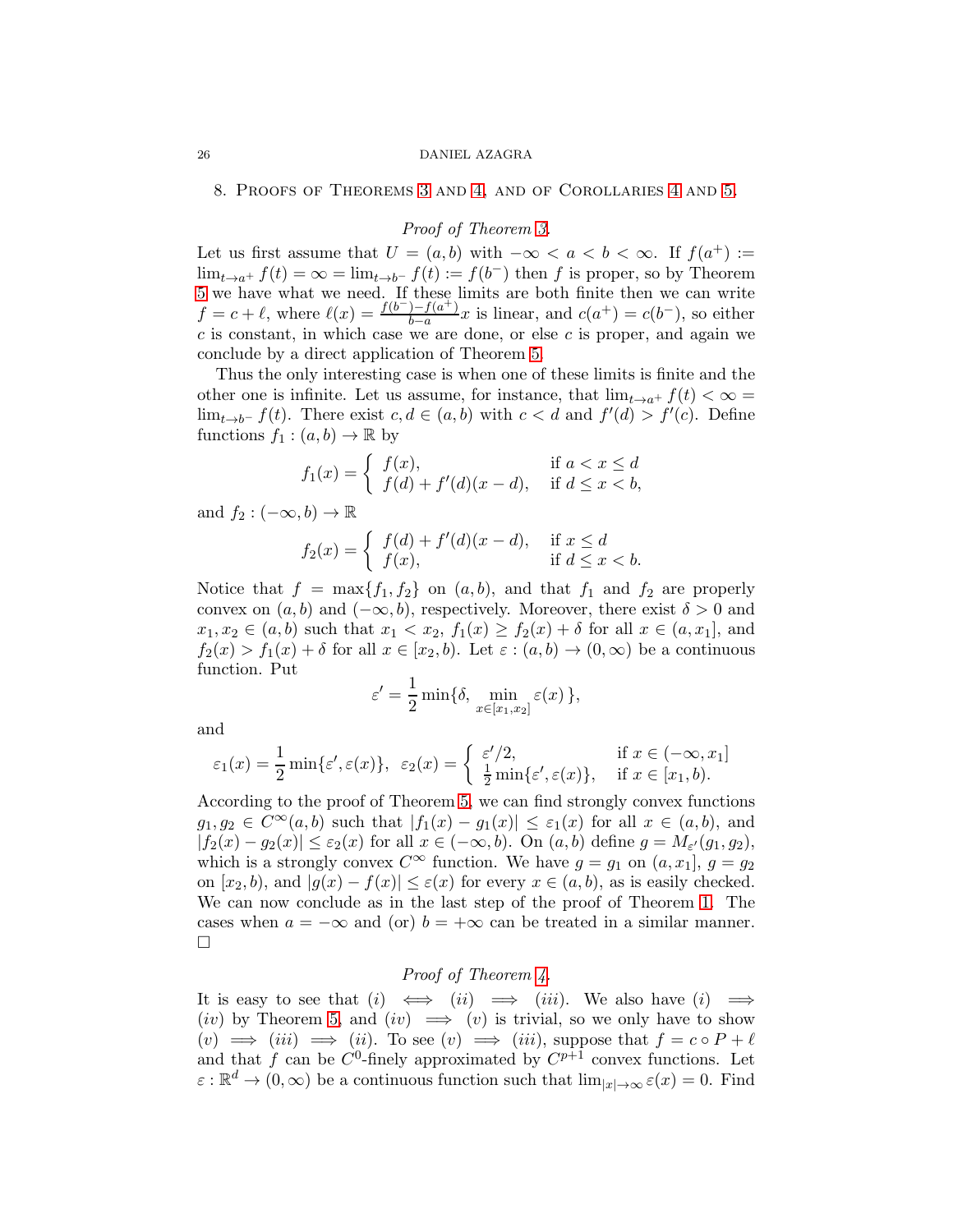## 8. Proofs of Theorems 3 and 4, and of Corollaries 4 and 5.

*Proof of Theorem 3.*

Let us first assume that $U = (a, b)$ with $-\infty < a < b < \infty$. If $f(a^+) := \lim_{t\to a^+} f(t) = \infty = \lim_{t\to b^-} f(t) := f(b^-)$ then $f$ is proper, so by Theorem 5 we have what we need. If these limits are both finite then we can write $f = c + \ell$, where $\ell(x) = \frac{f(b^-)-f(a^+)}{b-a}x$ is linear, and $c(a^+) = c(b^-)$, so either $c$ is constant, in which case we are done, or else $c$ is proper, and again we conclude by a direct application of Theorem 5.

Thus the only interesting case is when one of these limits is finite and the other one is infinite. Let us assume, for instance, that $\lim_{t\to a^+} f(t) < \infty = \lim_{t\to b^-} f(t)$. There exist $c, d \in (a, b)$ with $c < d$ and $f'(d) > f'(c)$. Define functions $f_1 : (a, b) \to \mathbb{R}$ by

$$f_1(x) = \begin{cases} f(x), & \text{if } a < x \leq d \\ f(d) + f'(d)(x - d), & \text{if } d \leq x < b, \end{cases}$$

and $f_2 : (-\infty, b) \to \mathbb{R}$

$$f_2(x) = \begin{cases} f(d) + f'(d)(x - d), & \text{if } x \leq d \\ f(x), & \text{if } d \leq x < b. \end{cases}$$

Notice that $f = \max\{f_1, f_2\}$ on $(a, b)$, and that $f_1$ and $f_2$ are properly convex on $(a, b)$ and $(-\infty, b)$, respectively. Moreover, there exist $\delta > 0$ and $x_1, x_2 \in (a, b)$ such that $x_1 < x_2$, $f_1(x) \geq f_2(x) + \delta$ for all $x \in (a, x_1]$, and $f_2(x) > f_1(x) + \delta$ for all $x \in [x_2, b)$. Let $\varepsilon : (a, b) \to (0, \infty)$ be a continuous function. Put

$$\varepsilon' = \frac{1}{2}\min\{\delta, \min_{x\in[x_1,x_2]} \varepsilon(x)\},$$

and

$$\varepsilon_1(x) = \frac{1}{2}\min\{\varepsilon', \varepsilon(x)\}, \;\; \varepsilon_2(x) = \begin{cases} \varepsilon'/2, & \text{if } x \in (-\infty, x_1] \\ \frac{1}{2}\min\{\varepsilon', \varepsilon(x)\}, & \text{if } x \in [x_1, b). \end{cases}$$

According to the proof of Theorem 5, we can find strongly convex functions $g_1, g_2 \in C^\infty(a, b)$ such that $|f_1(x) - g_1(x)| \leq \varepsilon_1(x)$ for all $x \in (a, b)$, and $|f_2(x) - g_2(x)| \leq \varepsilon_2(x)$ for all $x \in (-\infty, b)$. On $(a, b)$ define $g = M_{\varepsilon'}(g_1, g_2)$, which is a strongly convex $C^\infty$ function. We have $g = g_1$ on $(a, x_1]$, $g = g_2$ on $[x_2, b)$, and $|g(x) - f(x)| \leq \varepsilon(x)$ for every $x \in (a, b)$, as is easily checked. We can now conclude as in the last step of the proof of Theorem 1. The cases when $a = -\infty$ and (or) $b = +\infty$ can be treated in a similar manner. $\square$

*Proof of Theorem 4.*

It is easy to see that $(i) \iff (ii) \implies (iii)$. We also have $(i) \implies (iv)$ by Theorem 5, and $(iv) \implies (v)$ is trivial, so we only have to show $(v) \implies (iii) \implies (ii)$. To see $(v) \implies (iii)$, suppose that $f = c \circ P + \ell$ and that $f$ can be $C^0$-finely approximated by $C^{p+1}$ convex functions. Let $\varepsilon : \mathbb{R}^d \to (0, \infty)$ be a continuous function such that $\lim_{|x|\to\infty} \varepsilon(x) = 0$. Find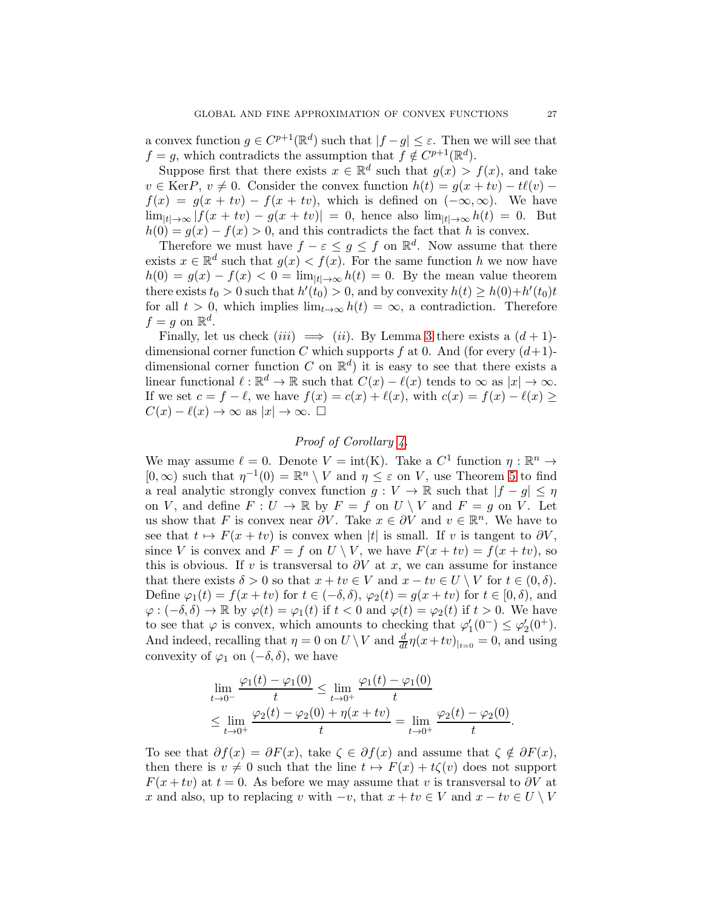a convex function $g \in C^{p+1}(\mathbb{R}^d)$ such that $|f - g| \leq \varepsilon$. Then we will see that $f = g$, which contradicts the assumption that $f \notin C^{p+1}(\mathbb{R}^d)$.

Suppose first that there exists $x \in \mathbb{R}^d$ such that $g(x) > f(x)$, and take $v \in \mathrm{Ker}P$, $v \neq 0$. Consider the convex function $h(t) = g(x + tv) - t\ell(v) - f(x) = g(x + tv) - f(x + tv)$, which is defined on $(-\infty, \infty)$. We have $\lim_{|t|\to\infty} |f(x + tv) - g(x + tv)| = 0$, hence also $\lim_{|t|\to\infty} h(t) = 0$. But $h(0) = g(x) - f(x) > 0$, and this contradicts the fact that $h$ is convex.

Therefore we must have $f - \varepsilon \leq g \leq f$ on $\mathbb{R}^d$. Now assume that there exists $x \in \mathbb{R}^d$ such that $g(x) < f(x)$. For the same function $h$ we now have $h(0) = g(x) - f(x) < 0 = \lim_{|t|\to\infty} h(t) = 0$. By the mean value theorem there exists $t_0 > 0$ such that $h'(t_0) > 0$, and by convexity $h(t) \geq h(0) + h'(t_0)t$ for all $t > 0$, which implies $\lim_{t\to\infty} h(t) = \infty$, a contradiction. Therefore $f = g$ on $\mathbb{R}^d$.

Finally, let us check $(iii) \implies (ii)$. By Lemma 3 there exists a $(d+1)$-dimensional corner function $C$ which supports $f$ at 0. And (for every $(d+1)$-dimensional corner function $C$ on $\mathbb{R}^d$) it is easy to see that there exists a linear functional $\ell : \mathbb{R}^d \to \mathbb{R}$ such that $C(x) - \ell(x)$ tends to $\infty$ as $|x| \to \infty$. If we set $c = f - \ell$, we have $f(x) = c(x) + \ell(x)$, with $c(x) = f(x) - \ell(x) \geq C(x) - \ell(x) \to \infty$ as $|x| \to \infty$. $\square$

*Proof of Corollary 4.*

We may assume $\ell = 0$. Denote $V = \mathrm{int}(\mathrm{K})$. Take a $C^1$ function $\eta : \mathbb{R}^n \to [0, \infty)$ such that $\eta^{-1}(0) = \mathbb{R}^n \setminus V$ and $\eta \leq \varepsilon$ on $V$, use Theorem 5 to find a real analytic strongly convex function $g : V \to \mathbb{R}$ such that $|f - g| \leq \eta$ on $V$, and define $F : U \to \mathbb{R}$ by $F = f$ on $U \setminus V$ and $F = g$ on $V$. Let us show that $F$ is convex near $\partial V$. Take $x \in \partial V$ and $v \in \mathbb{R}^n$. We have to see that $t \mapsto F(x + tv)$ is convex when $|t|$ is small. If $v$ is tangent to $\partial V$, since $V$ is convex and $F = f$ on $U \setminus V$, we have $F(x + tv) = f(x + tv)$, so this is obvious. If $v$ is transversal to $\partial V$ at $x$, we can assume for instance that there exists $\delta > 0$ so that $x + tv \in V$ and $x - tv \in U \setminus V$ for $t \in (0, \delta)$. Define $\varphi_1(t) = f(x + tv)$ for $t \in (-\delta, \delta)$, $\varphi_2(t) = g(x + tv)$ for $t \in [0, \delta)$, and $\varphi : (-\delta, \delta) \to \mathbb{R}$ by $\varphi(t) = \varphi_1(t)$ if $t < 0$ and $\varphi(t) = \varphi_2(t)$ if $t > 0$. We have to see that $\varphi$ is convex, which amounts to checking that $\varphi_1'(0^-) \leq \varphi_2'(0^+)$. And indeed, recalling that $\eta = 0$ on $U \setminus V$ and $\frac{d}{dt}\eta(x+tv)_{|t=0} = 0$, and using convexity of $\varphi_1$ on $(-\delta, \delta)$, we have

$$
\begin{aligned}
&\lim_{t\to 0^-} \frac{\varphi_1(t) - \varphi_1(0)}{t} \leq \lim_{t\to 0^+} \frac{\varphi_1(t) - \varphi_1(0)}{t} \\
&\leq \lim_{t\to 0^+} \frac{\varphi_2(t) - \varphi_2(0) + \eta(x + tv)}{t} = \lim_{t\to 0^+} \frac{\varphi_2(t) - \varphi_2(0)}{t}.
\end{aligned}
$$

To see that $\partial f(x) = \partial F(x)$, take $\zeta \in \partial f(x)$ and assume that $\zeta \notin \partial F(x)$, then there is $v \neq 0$ such that the line $t \mapsto F(x) + t\zeta(v)$ does not support $F(x + tv)$ at $t = 0$. As before we may assume that $v$ is transversal to $\partial V$ at $x$ and also, up to replacing $v$ with $-v$, that $x + tv \in V$ and $x - tv \in U \setminus V$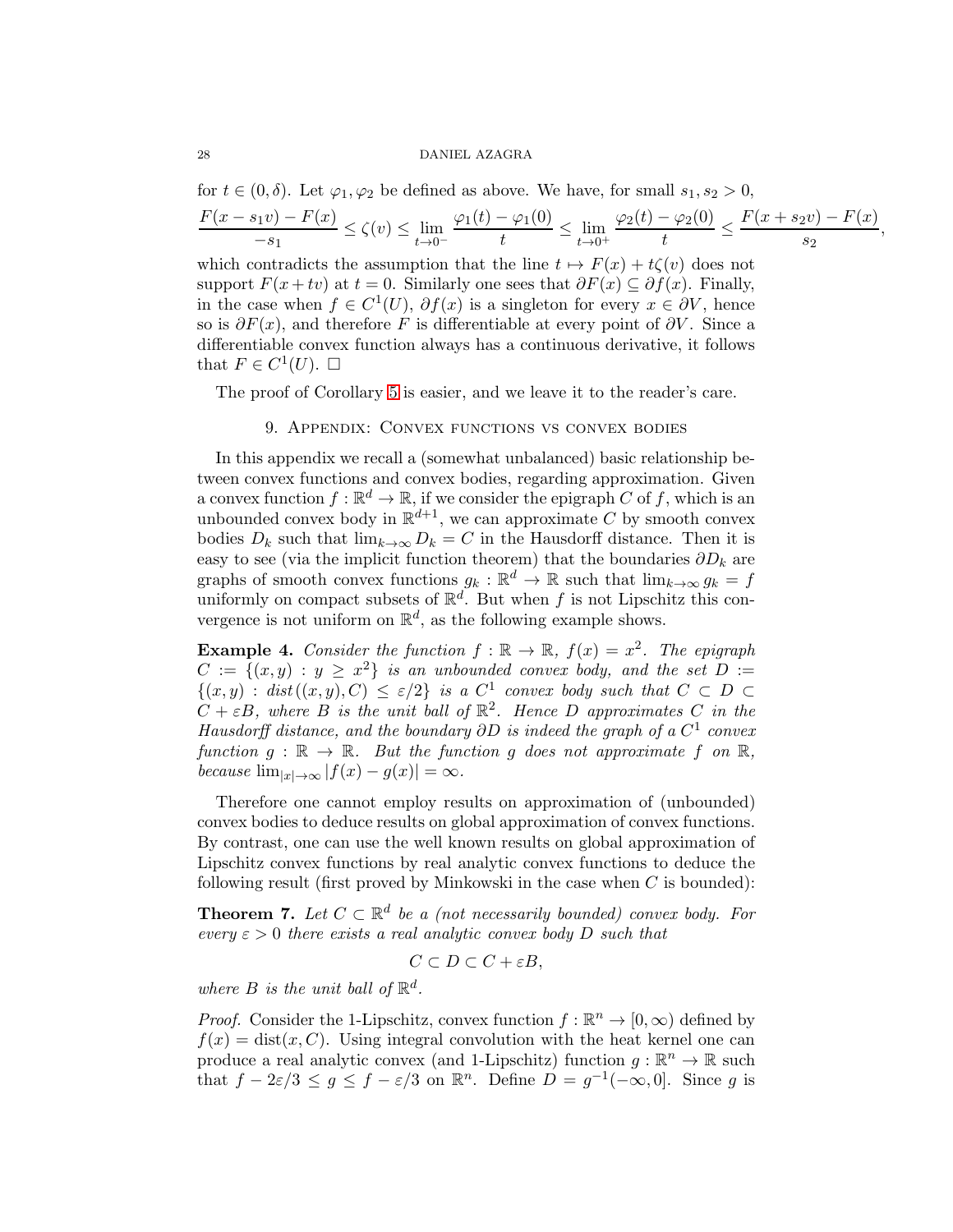for $t \in (0, \delta)$. Let $\varphi_1, \varphi_2$ be defined as above. We have, for small $s_1, s_2 > 0$,

$$\frac{F(x - s_1 v) - F(x)}{-s_1} \leq \zeta(v) \leq \lim_{t \to 0^-} \frac{\varphi_1(t) - \varphi_1(0)}{t} \leq \lim_{t \to 0^+} \frac{\varphi_2(t) - \varphi_2(0)}{t} \leq \frac{F(x + s_2 v) - F(x)}{s_2},$$

which contradicts the assumption that the line $t \mapsto F(x) + t\zeta(v)$ does not support $F(x + tv)$ at $t = 0$. Similarly one sees that $\partial F(x) \subseteq \partial f(x)$. Finally, in the case when $f \in C^1(U)$, $\partial f(x)$ is a singleton for every $x \in \partial V$, hence so is $\partial F(x)$, and therefore $F$ is differentiable at every point of $\partial V$. Since a differentiable convex function always has a continuous derivative, it follows that $F \in C^1(U)$. □

The proof of Corollary 5 is easier, and we leave it to the reader's care.

## 9. Appendix: Convex functions vs convex bodies

In this appendix we recall a (somewhat unbalanced) basic relationship between convex functions and convex bodies, regarding approximation. Given a convex function $f : \mathbb{R}^d \to \mathbb{R}$, if we consider the epigraph $C$ of $f$, which is an unbounded convex body in $\mathbb{R}^{d+1}$, we can approximate $C$ by smooth convex bodies $D_k$ such that $\lim_{k \to \infty} D_k = C$ in the Hausdorff distance. Then it is easy to see (via the implicit function theorem) that the boundaries $\partial D_k$ are graphs of smooth convex functions $g_k : \mathbb{R}^d \to \mathbb{R}$ such that $\lim_{k \to \infty} g_k = f$ uniformly on compact subsets of $\mathbb{R}^d$. But when $f$ is not Lipschitz this convergence is not uniform on $\mathbb{R}^d$, as the following example shows.

**Example 4.** *Consider the function $f : \mathbb{R} \to \mathbb{R}$, $f(x) = x^2$. The epigraph $C := \{(x, y) : y \geq x^2\}$ is an unbounded convex body, and the set $D := \{(x, y) : \text{dist}((x, y), C) \leq \varepsilon/2\}$ is a $C^1$ convex body such that $C \subset D \subset C + \varepsilon B$, where $B$ is the unit ball of $\mathbb{R}^2$. Hence $D$ approximates $C$ in the Hausdorff distance, and the boundary $\partial D$ is indeed the graph of a $C^1$ convex function $g : \mathbb{R} \to \mathbb{R}$. But the function $g$ does not approximate $f$ on $\mathbb{R}$, because $\lim_{|x| \to \infty} |f(x) - g(x)| = \infty$.*

Therefore one cannot employ results on approximation of (unbounded) convex bodies to deduce results on global approximation of convex functions. By contrast, one can use the well known results on global approximation of Lipschitz convex functions by real analytic convex functions to deduce the following result (first proved by Minkowski in the case when $C$ is bounded):

**Theorem 7.** *Let $C \subset \mathbb{R}^d$ be a (not necessarily bounded) convex body. For every $\varepsilon > 0$ there exists a real analytic convex body $D$ such that*

$$C \subset D \subset C + \varepsilon B,$$

*where $B$ is the unit ball of $\mathbb{R}^d$.*

*Proof.* Consider the 1-Lipschitz, convex function $f : \mathbb{R}^n \to [0, \infty)$ defined by $f(x) = \text{dist}(x, C)$. Using integral convolution with the heat kernel one can produce a real analytic convex (and 1-Lipschitz) function $g : \mathbb{R}^n \to \mathbb{R}$ such that $f - 2\varepsilon/3 \leq g \leq f - \varepsilon/3$ on $\mathbb{R}^n$. Define $D = g^{-1}(-\infty, 0]$. Since $g$ is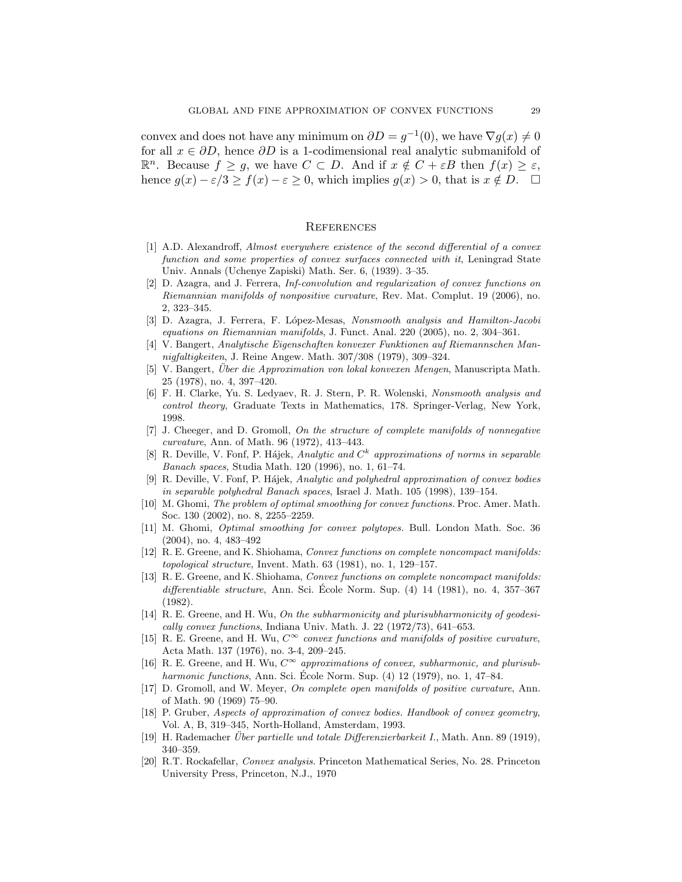convex and does not have any minimum on $\partial D = g^{-1}(0)$, we have $\nabla g(x) \neq 0$ for all $x \in \partial D$, hence $\partial D$ is a 1-codimensional real analytic submanifold of $\mathbb{R}^n$. Because $f \geq g$, we have $C \subset D$. And if $x \notin C + \varepsilon B$ then $f(x) \geq \varepsilon$, hence $g(x) - \varepsilon/3 \geq f(x) - \varepsilon \geq 0$, which implies $g(x) > 0$, that is $x \notin D$. $\square$

## References

[1] A.D. Alexandroff, *Almost everywhere existence of the second differential of a convex function and some properties of convex surfaces connected with it*, Leningrad State Univ. Annals (Uchenye Zapiski) Math. Ser. 6, (1939). 3–35.

[2] D. Azagra, and J. Ferrera, *Inf-convolution and regularization of convex functions on Riemannian manifolds of nonpositive curvature*, Rev. Mat. Complut. 19 (2006), no. 2, 323–345.

[3] D. Azagra, J. Ferrera, F. López-Mesas, *Nonsmooth analysis and Hamilton-Jacobi equations on Riemannian manifolds*, J. Funct. Anal. 220 (2005), no. 2, 304–361.

[4] V. Bangert, *Analytische Eigenschaften konvexer Funktionen auf Riemannschen Mannigfaltigkeiten*, J. Reine Angew. Math. 307/308 (1979), 309–324.

[5] V. Bangert, *Über die Approximation von lokal konvexen Mengen*, Manuscripta Math. 25 (1978), no. 4, 397–420.

[6] F. H. Clarke, Yu. S. Ledyaev, R. J. Stern, P. R. Wolenski, *Nonsmooth analysis and control theory*, Graduate Texts in Mathematics, 178. Springer-Verlag, New York, 1998.

[7] J. Cheeger, and D. Gromoll, *On the structure of complete manifolds of nonnegative curvature*, Ann. of Math. 96 (1972), 413–443.

[8] R. Deville, V. Fonf, P. Hájek, *Analytic and $C^k$ approximations of norms in separable Banach spaces*, Studia Math. 120 (1996), no. 1, 61–74.

[9] R. Deville, V. Fonf, P. Hájek, *Analytic and polyhedral approximation of convex bodies in separable polyhedral Banach spaces*, Israel J. Math. 105 (1998), 139–154.

[10] M. Ghomi, *The problem of optimal smoothing for convex functions.* Proc. Amer. Math. Soc. 130 (2002), no. 8, 2255–2259.

[11] M. Ghomi, *Optimal smoothing for convex polytopes.* Bull. London Math. Soc. 36 (2004), no. 4, 483–492

[12] R. E. Greene, and K. Shiohama, *Convex functions on complete noncompact manifolds: topological structure*, Invent. Math. 63 (1981), no. 1, 129–157.

[13] R. E. Greene, and K. Shiohama, *Convex functions on complete noncompact manifolds: differentiable structure*, Ann. Sci. École Norm. Sup. (4) 14 (1981), no. 4, 357–367 (1982).

[14] R. E. Greene, and H. Wu, *On the subharmonicity and plurisubharmonicity of geodesically convex functions*, Indiana Univ. Math. J. 22 (1972/73), 641–653.

[15] R. E. Greene, and H. Wu, *$C^\infty$ convex functions and manifolds of positive curvature*, Acta Math. 137 (1976), no. 3-4, 209–245.

[16] R. E. Greene, and H. Wu, *$C^\infty$ approximations of convex, subharmonic, and plurisubharmonic functions*, Ann. Sci. École Norm. Sup. (4) 12 (1979), no. 1, 47–84.

[17] D. Gromoll, and W. Meyer, *On complete open manifolds of positive curvature*, Ann. of Math. 90 (1969) 75–90.

[18] P. Gruber, *Aspects of approximation of convex bodies. Handbook of convex geometry*, Vol. A, B, 319–345, North-Holland, Amsterdam, 1993.

[19] H. Rademacher *Über partielle und totale Differenzierbarkeit I.*, Math. Ann. 89 (1919), 340–359.

[20] R.T. Rockafellar, *Convex analysis*. Princeton Mathematical Series, No. 28. Princeton University Press, Princeton, N.J., 1970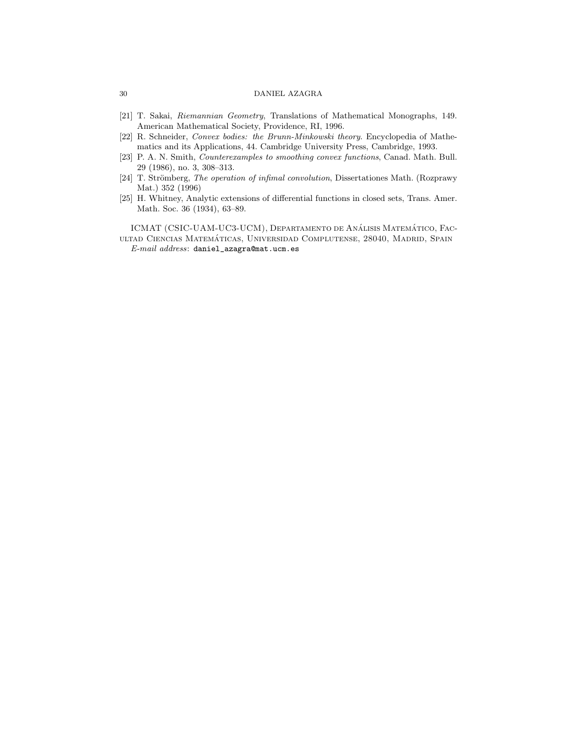[21] T. Sakai, *Riemannian Geometry*, Translations of Mathematical Monographs, 149. American Mathematical Society, Providence, RI, 1996.

[22] R. Schneider, *Convex bodies: the Brunn-Minkowski theory*. Encyclopedia of Mathematics and its Applications, 44. Cambridge University Press, Cambridge, 1993.

[23] P. A. N. Smith, *Counterexamples to smoothing convex functions*, Canad. Math. Bull. 29 (1986), no. 3, 308–313.

[24] T. Strömberg, *The operation of infimal convolution*, Dissertationes Math. (Rozprawy Mat.) 352 (1996)

[25] H. Whitney, Analytic extensions of differential functions in closed sets, Trans. Amer. Math. Soc. 36 (1934), 63–89.

ICMAT (CSIC-UAM-UC3-UCM), Departamento de Análisis Matemático, Facultad Ciencias Matemáticas, Universidad Complutense, 28040, Madrid, Spain

*E-mail address*: daniel_azagra@mat.ucm.es